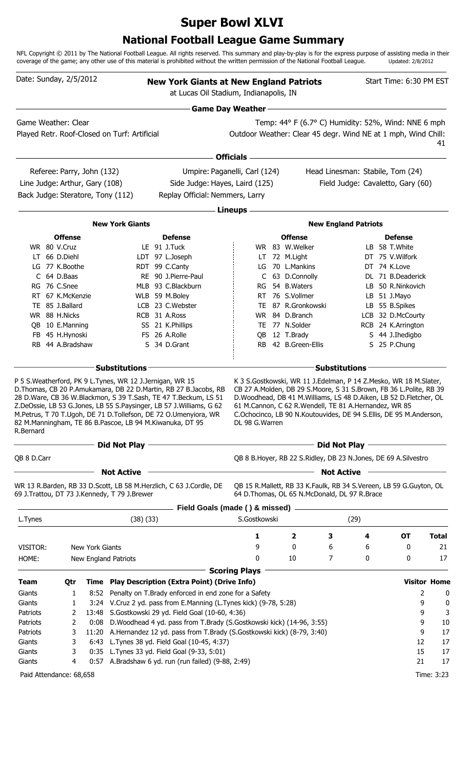# Super Bowl XLVI

## National Football League Game Summary

NFL Copyright © 2011 by The National Football League. All rights reserved. This summary and play-by-play is for the express purpose of assisting media in their coverage of the game; any other use of this material is prohibited without the written permission of the National Football League. Updated: 2/8/2012

Date: Sunday, 2/5/2012

**New York Giants at New England Patriots**
at Lucas Oil Stadium, Indianapolis, IN

Start Time: 6:30 PM EST

### Game Day Weather

Game Weather: Clear
Played Retr. Roof-Closed on Turf: Artificial

Temp: 44° F (6.7° C) Humidity: 52%, Wind: NNE 6 mph
Outdoor Weather: Clear 45 degr. Wind NE at 1 mph, Wind Chill: 41

### Officials

| | | |
|---|---|---|
| Referee: Parry, John (132) | Umpire: Paganelli, Carl (124) | Head Linesman: Stabile, Tom (24) |
| Line Judge: Arthur, Gary (108) | Side Judge: Hayes, Laird (125) | Field Judge: Cavaletto, Gary (60) |
| Back Judge: Steratore, Tony (112) | Replay Official: Nemmers, Larry | |

### Lineups

**New York Giants**

| Offense | Defense |
|---|---|
| WR 80 V.Cruz | LE 91 J.Tuck |
| LT 66 D.Diehl | LDT 97 L.Joseph |
| LG 77 K.Boothe | RDT 99 C.Canty |
| C 64 D.Baas | RE 90 J.Pierre-Paul |
| RG 76 C.Snee | MLB 93 C.Blackburn |
| RT 67 K.McKenzie | WLB 59 M.Boley |
| TE 85 J.Ballard | LCB 23 C.Webster |
| WR 88 H.Nicks | RCB 31 A.Ross |
| QB 10 E.Manning | SS 21 K.Phillips |
| FB 45 H.Hynoski | FS 26 A.Rolle |
| RB 44 A.Bradshaw | S 34 D.Grant |

**New England Patriots**

| Offense | Defense |
|---|---|
| WR 83 W.Welker | LB 58 T.White |
| LT 72 M.Light | DT 75 V.Wilfork |
| LG 70 L.Mankins | DT 74 K.Love |
| C 63 D.Connolly | DL 71 B.Deaderick |
| RG 54 B.Waters | LB 50 R.Ninkovich |
| RT 76 S.Vollmer | LB 51 J.Mayo |
| TE 87 R.Gronkowski | LB 55 B.Spikes |
| WR 84 D.Branch | LCB 32 D.McCourty |
| TE 77 N.Solder | RCB 24 K.Arrington |
| QB 12 T.Brady | S 44 J.Ihedigbo |
| RB 42 B.Green-Ellis | S 25 P.Chung |

### Substitutions

**New York Giants:** P 5 S.Weatherford, PK 9 L.Tynes, WR 12 J.Jernigan, WR 15 D.Thomas, CB 20 P.Amukamara, DB 22 D.Martin, RB 27 B.Jacobs, RB 28 D.Ware, CB 36 W.Blackmon, S 39 T.Sash, TE 47 T.Beckum, LS 51 Z.DeOssie, LB 53 G.Jones, LB 55 S.Paysinger, LB 57 J.Williams, G 62 M.Petrus, T 70 T.Ugoh, DE 71 D.Tollefson, DE 72 O.Umenyiora, WR 82 M.Manningham, TE 86 B.Pascoe, LB 94 M.Kiwanuka, DT 95 R.Bernard

**New England Patriots:** K 3 S.Gostkowski, WR 11 J.Edelman, P 14 Z.Mesko, WR 18 M.Slater, CB 27 A.Molden, DB 29 S.Moore, S 31 S.Brown, FB 36 L.Polite, RB 39 D.Woodhead, DB 41 M.Williams, LS 48 D.Aiken, LB 52 D.Fletcher, OL 61 M.Cannon, C 62 R.Wendell, TE 81 A.Hernandez, WR 85 C.Ochocinco, LB 90 N.Koutouvides, DE 94 S.Ellis, DE 95 M.Anderson, DL 98 G.Warren

### Did Not Play

**New York Giants:** QB 8 D.Carr

**New England Patriots:** QB 8 B.Hoyer, RB 22 S.Ridley, DB 23 N.Jones, DE 69 A.Silvestro

### Not Active

**New York Giants:** WR 13 R.Barden, RB 33 D.Scott, LB 58 M.Herzlich, C 63 J.Cordle, DE 69 J.Trattou, DT 73 J.Kennedy, T 79 J.Brewer

**New England Patriots:** QB 15 R.Mallett, RB 33 K.Faulk, RB 34 S.Vereen, LB 59 G.Guyton, OL 64 D.Thomas, OL 65 N.McDonald, DL 97 R.Brace

### Field Goals (made ( ) & missed)

| | | | |
|---|---|---|---|
| L.Tynes | (38) (33) | S.Gostkowski | (29) |

| | | 1 | 2 | 3 | 4 | OT | Total |
|---|---|---|---|---|---|---|---|
| VISITOR: | New York Giants | 9 | 0 | 6 | 6 | 0 | 21 |
| HOME: | New England Patriots | 0 | 10 | 7 | 0 | 0 | 17 |

### Scoring Plays

| Team | Qtr | Time | Play Description (Extra Point) (Drive Info) | Visitor | Home |
|---|---|---|---|---|---|
| Giants | 1 | 8:52 | Penalty on T.Brady enforced in end zone for a Safety | 2 | 0 |
| Giants | 1 | 3:24 | V.Cruz 2 yd. pass from E.Manning (L.Tynes kick) (9-78, 5:28) | 9 | 0 |
| Patriots | 2 | 13:48 | S.Gostkowski 29 yd. Field Goal (10-60, 4:36) | 9 | 3 |
| Patriots | 2 | 0:08 | D.Woodhead 4 yd. pass from T.Brady (S.Gostkowski kick) (14-96, 3:55) | 9 | 10 |
| Patriots | 3 | 11:20 | A.Hernandez 12 yd. pass from T.Brady (S.Gostkowski kick) (8-79, 3:40) | 9 | 17 |
| Giants | 3 | 6:43 | L.Tynes 38 yd. Field Goal (10-45, 4:37) | 12 | 17 |
| Giants | 3 | 0:35 | L.Tynes 33 yd. Field Goal (9-33, 5:01) | 15 | 17 |
| Giants | 4 | 0:57 | A.Bradshaw 6 yd. run (run failed) (9-88, 2:49) | 21 | 17 |

Paid Attendance: 68,658

Time: 3:23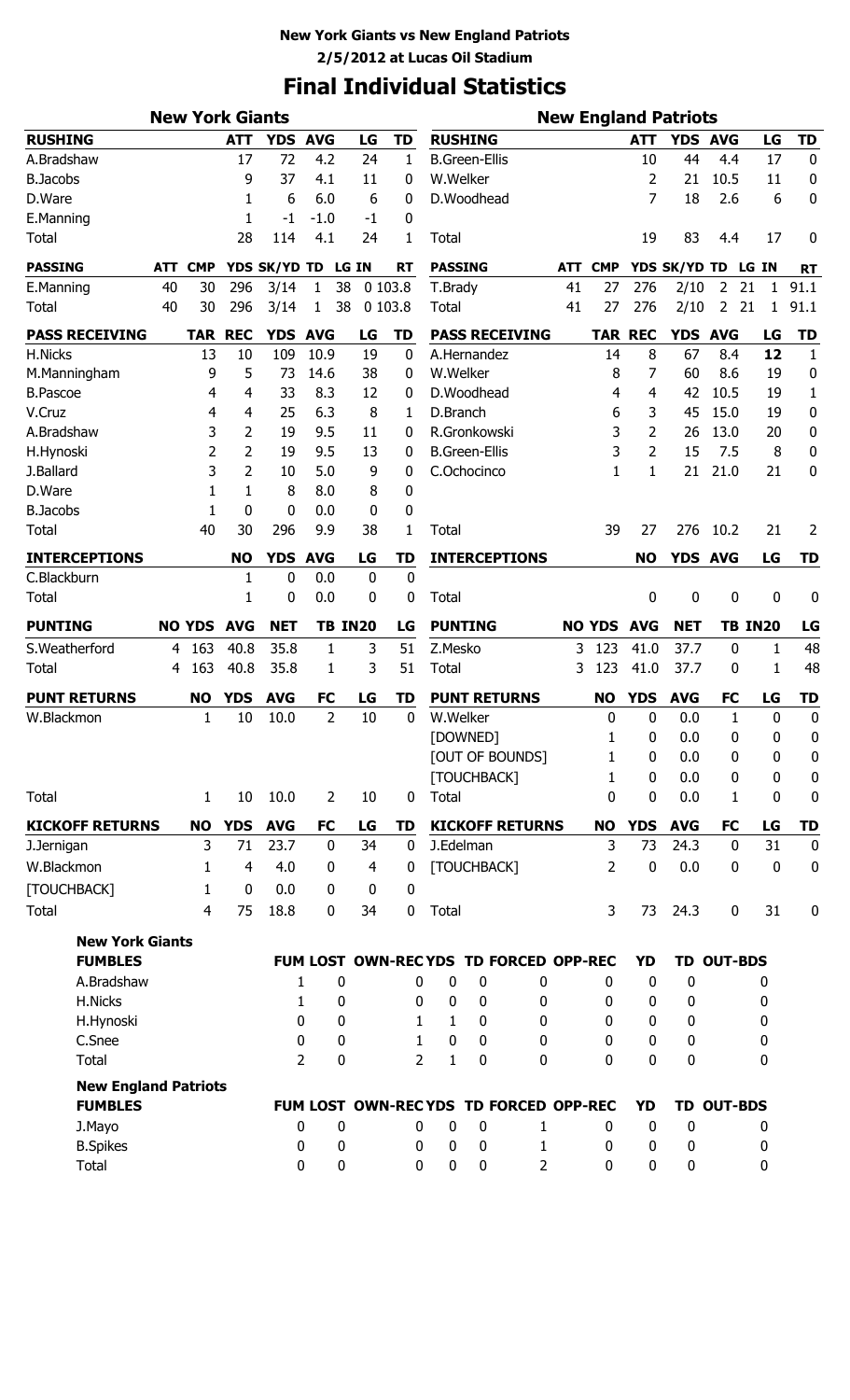**New York Giants vs New England Patriots**

**2/5/2012 at Lucas Oil Stadium**

# Final Individual Statistics

## New York Giants

| RUSHING | ATT | YDS | AVG | LG | TD |
|---|---|---|---|---|---|
| A.Bradshaw | 17 | 72 | 4.2 | 24 | 1 |
| B.Jacobs | 9 | 37 | 4.1 | 11 | 0 |
| D.Ware | 1 | 6 | 6.0 | 6 | 0 |
| E.Manning | 1 | -1 | -1.0 | -1 | 0 |
| Total | 28 | 114 | 4.1 | 24 | 1 |

| PASSING | ATT | CMP | YDS | SK/YD | TD | LG | IN | RT |
|---|---|---|---|---|---|---|---|---|
| E.Manning | 40 | 30 | 296 | 3/14 | 1 | 38 | 0 | 103.8 |
| Total | 40 | 30 | 296 | 3/14 | 1 | 38 | 0 | 103.8 |

| PASS RECEIVING | TAR | REC | YDS | AVG | LG | TD |
|---|---|---|---|---|---|---|
| H.Nicks | 13 | 10 | 109 | 10.9 | 19 | 0 |
| M.Manningham | 9 | 5 | 73 | 14.6 | 38 | 0 |
| B.Pascoe | 4 | 4 | 33 | 8.3 | 12 | 0 |
| V.Cruz | 4 | 4 | 25 | 6.3 | 8 | 1 |
| A.Bradshaw | 3 | 2 | 19 | 9.5 | 11 | 0 |
| H.Hynoski | 2 | 2 | 19 | 9.5 | 13 | 0 |
| J.Ballard | 3 | 2 | 10 | 5.0 | 9 | 0 |
| D.Ware | 1 | 1 | 8 | 8.0 | 8 | 0 |
| B.Jacobs | 1 | 0 | 0 | 0.0 | 0 | 0 |
| Total | 40 | 30 | 296 | 9.9 | 38 | 1 |

| INTERCEPTIONS | NO | YDS | AVG | LG | TD |
|---|---|---|---|---|---|
| C.Blackburn | 1 | 0 | 0.0 | 0 | 0 |
| Total | 1 | 0 | 0.0 | 0 | 0 |

| PUNTING | NO | YDS | AVG | NET | TB | IN20 | LG |
|---|---|---|---|---|---|---|---|
| S.Weatherford | 4 | 163 | 40.8 | 35.8 | 1 | 3 | 51 |
| Total | 4 | 163 | 40.8 | 35.8 | 1 | 3 | 51 |

| PUNT RETURNS | NO | YDS | AVG | FC | LG | TD |
|---|---|---|---|---|---|---|
| W.Blackmon | 1 | 10 | 10.0 | 2 | 10 | 0 |
| Total | 1 | 10 | 10.0 | 2 | 10 | 0 |

| KICKOFF RETURNS | NO | YDS | AVG | FC | LG | TD |
|---|---|---|---|---|---|---|
| J.Jernigan | 3 | 71 | 23.7 | 0 | 34 | 0 |
| W.Blackmon | 1 | 4 | 4.0 | 0 | 4 | 0 |
| [TOUCHBACK] | 1 | 0 | 0.0 | 0 | 0 | 0 |
| Total | 4 | 75 | 18.8 | 0 | 34 | 0 |

## New England Patriots

| RUSHING | ATT | YDS | AVG | LG | TD |
|---|---|---|---|---|---|
| B.Green-Ellis | 10 | 44 | 4.4 | 17 | 0 |
| W.Welker | 2 | 21 | 10.5 | 11 | 0 |
| D.Woodhead | 7 | 18 | 2.6 | 6 | 0 |
| Total | 19 | 83 | 4.4 | 17 | 0 |

| PASSING | ATT | CMP | YDS | SK/YD | TD | LG | IN | RT |
|---|---|---|---|---|---|---|---|---|
| T.Brady | 41 | 27 | 276 | 2/10 | 2 | 21 | 1 | 91.1 |
| Total | 41 | 27 | 276 | 2/10 | 2 | 21 | 1 | 91.1 |

| PASS RECEIVING | TAR | REC | YDS | AVG | LG | TD |
|---|---|---|---|---|---|---|
| A.Hernandez | 14 | 8 | 67 | 8.4 | **12** | 1 |
| W.Welker | 8 | 7 | 60 | 8.6 | 19 | 0 |
| D.Woodhead | 4 | 4 | 42 | 10.5 | 19 | 1 |
| D.Branch | 6 | 3 | 45 | 15.0 | 19 | 0 |
| R.Gronkowski | 3 | 2 | 26 | 13.0 | 20 | 0 |
| B.Green-Ellis | 3 | 2 | 15 | 7.5 | 8 | 0 |
| C.Ochocinco | 1 | 1 | 21 | 21.0 | 21 | 0 |
| Total | 39 | 27 | 276 | 10.2 | 21 | 2 |

| INTERCEPTIONS | NO | YDS | AVG | LG | TD |
|---|---|---|---|---|---|
| Total | 0 | 0 | 0 | 0 | 0 |

| PUNTING | NO | YDS | AVG | NET | TB | IN20 | LG |
|---|---|---|---|---|---|---|---|
| Z.Mesko | 3 | 123 | 41.0 | 37.7 | 0 | 1 | 48 |
| Total | 3 | 123 | 41.0 | 37.7 | 0 | 1 | 48 |

| PUNT RETURNS | NO | YDS | AVG | FC | LG | TD |
|---|---|---|---|---|---|---|
| W.Welker | 0 | 0 | 0.0 | 1 | 0 | 0 |
| [DOWNED] | 1 | 0 | 0.0 | 0 | 0 | 0 |
| [OUT OF BOUNDS] | 1 | 0 | 0.0 | 0 | 0 | 0 |
| [TOUCHBACK] | 1 | 0 | 0.0 | 0 | 0 | 0 |
| Total | 0 | 0 | 0.0 | 1 | 0 | 0 |

| KICKOFF RETURNS | NO | YDS | AVG | FC | LG | TD |
|---|---|---|---|---|---|---|
| J.Edelman | 3 | 73 | 24.3 | 0 | 31 | 0 |
| [TOUCHBACK] | 2 | 0 | 0.0 | 0 | 0 | 0 |
| Total | 3 | 73 | 24.3 | 0 | 31 | 0 |

### New York Giants

| FUMBLES | FUM | LOST | OWN-REC | YDS | TD | FORCED | OPP-REC | YD | TD | OUT-BDS |
|---|---|---|---|---|---|---|---|---|---|---|
| A.Bradshaw | 1 | 0 | 0 | 0 | 0 | 0 | 0 | 0 | 0 | 0 |
| H.Nicks | 1 | 0 | 0 | 0 | 0 | 0 | 0 | 0 | 0 | 0 |
| H.Hynoski | 0 | 0 | 1 | 1 | 0 | 0 | 0 | 0 | 0 | 0 |
| C.Snee | 0 | 0 | 1 | 0 | 0 | 0 | 0 | 0 | 0 | 0 |
| Total | 2 | 0 | 2 | 1 | 0 | 0 | 0 | 0 | 0 | 0 |

### New England Patriots

| FUMBLES | FUM | LOST | OWN-REC | YDS | TD | FORCED | OPP-REC | YD | TD | OUT-BDS |
|---|---|---|---|---|---|---|---|---|---|---|
| J.Mayo | 0 | 0 | 0 | 0 | 0 | 1 | 0 | 0 | 0 | 0 |
| B.Spikes | 0 | 0 | 0 | 0 | 0 | 1 | 0 | 0 | 0 | 0 |
| Total | 0 | 0 | 0 | 0 | 0 | 2 | 0 | 0 | 0 | 0 |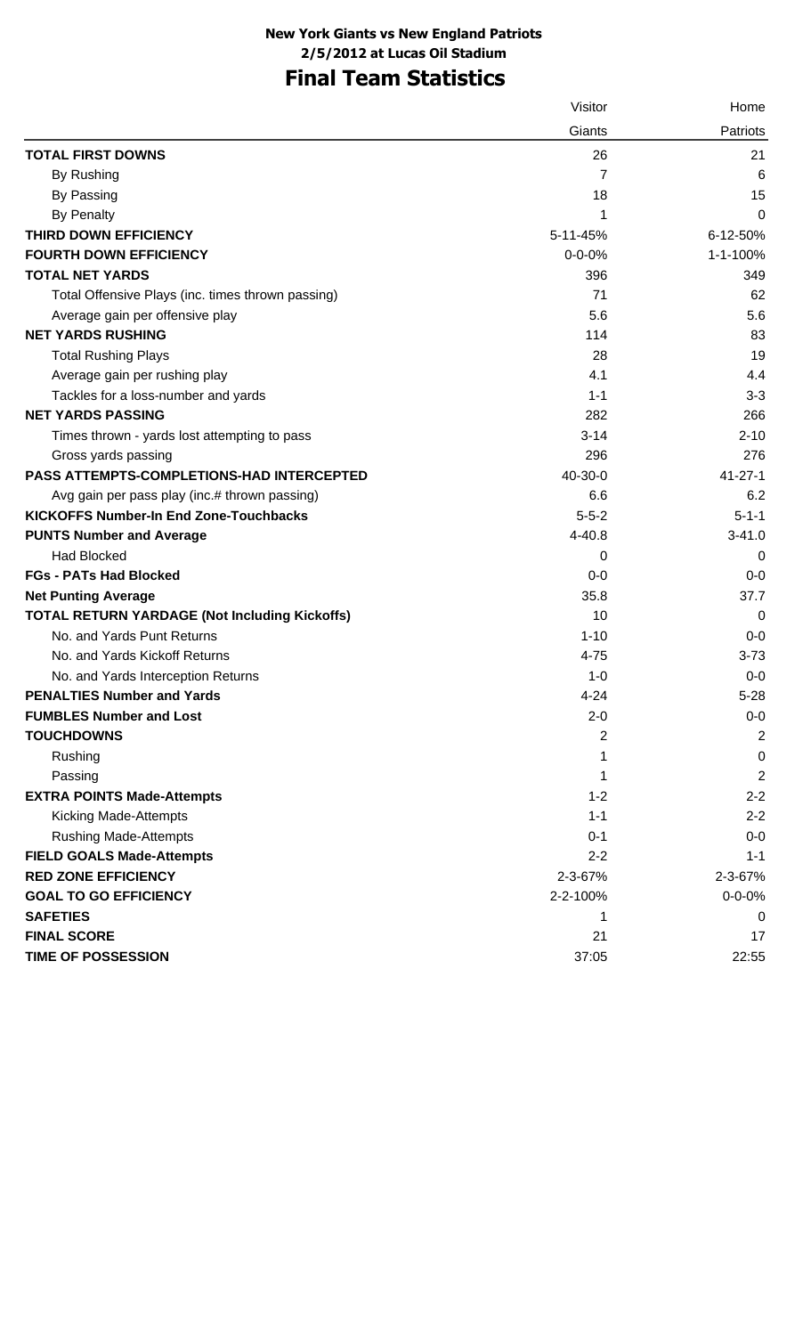**New York Giants vs New England Patriots**

**2/5/2012 at Lucas Oil Stadium**

# Final Team Statistics

| | Visitor | Home |
|---|---|---|
| | Giants | Patriots |
| **TOTAL FIRST DOWNS** | 26 | 21 |
| By Rushing | 7 | 6 |
| By Passing | 18 | 15 |
| By Penalty | 1 | 0 |
| **THIRD DOWN EFFICIENCY** | 5-11-45% | 6-12-50% |
| **FOURTH DOWN EFFICIENCY** | 0-0-0% | 1-1-100% |
| **TOTAL NET YARDS** | 396 | 349 |
| Total Offensive Plays (inc. times thrown passing) | 71 | 62 |
| Average gain per offensive play | 5.6 | 5.6 |
| **NET YARDS RUSHING** | 114 | 83 |
| Total Rushing Plays | 28 | 19 |
| Average gain per rushing play | 4.1 | 4.4 |
| Tackles for a loss-number and yards | 1-1 | 3-3 |
| **NET YARDS PASSING** | 282 | 266 |
| Times thrown - yards lost attempting to pass | 3-14 | 2-10 |
| Gross yards passing | 296 | 276 |
| **PASS ATTEMPTS-COMPLETIONS-HAD INTERCEPTED** | 40-30-0 | 41-27-1 |
| Avg gain per pass play (inc.# thrown passing) | 6.6 | 6.2 |
| **KICKOFFS Number-In End Zone-Touchbacks** | 5-5-2 | 5-1-1 |
| **PUNTS Number and Average** | 4-40.8 | 3-41.0 |
| Had Blocked | 0 | 0 |
| **FGs - PATs Had Blocked** | 0-0 | 0-0 |
| **Net Punting Average** | 35.8 | 37.7 |
| **TOTAL RETURN YARDAGE (Not Including Kickoffs)** | 10 | 0 |
| No. and Yards Punt Returns | 1-10 | 0-0 |
| No. and Yards Kickoff Returns | 4-75 | 3-73 |
| No. and Yards Interception Returns | 1-0 | 0-0 |
| **PENALTIES Number and Yards** | 4-24 | 5-28 |
| **FUMBLES Number and Lost** | 2-0 | 0-0 |
| **TOUCHDOWNS** | 2 | 2 |
| Rushing | 1 | 0 |
| Passing | 1 | 2 |
| **EXTRA POINTS Made-Attempts** | 1-2 | 2-2 |
| Kicking Made-Attempts | 1-1 | 2-2 |
| Rushing Made-Attempts | 0-1 | 0-0 |
| **FIELD GOALS Made-Attempts** | 2-2 | 1-1 |
| **RED ZONE EFFICIENCY** | 2-3-67% | 2-3-67% |
| **GOAL TO GO EFFICIENCY** | 2-2-100% | 0-0-0% |
| **SAFETIES** | 1 | 0 |
| **FINAL SCORE** | 21 | 17 |
| **TIME OF POSSESSION** | 37:05 | 22:55 |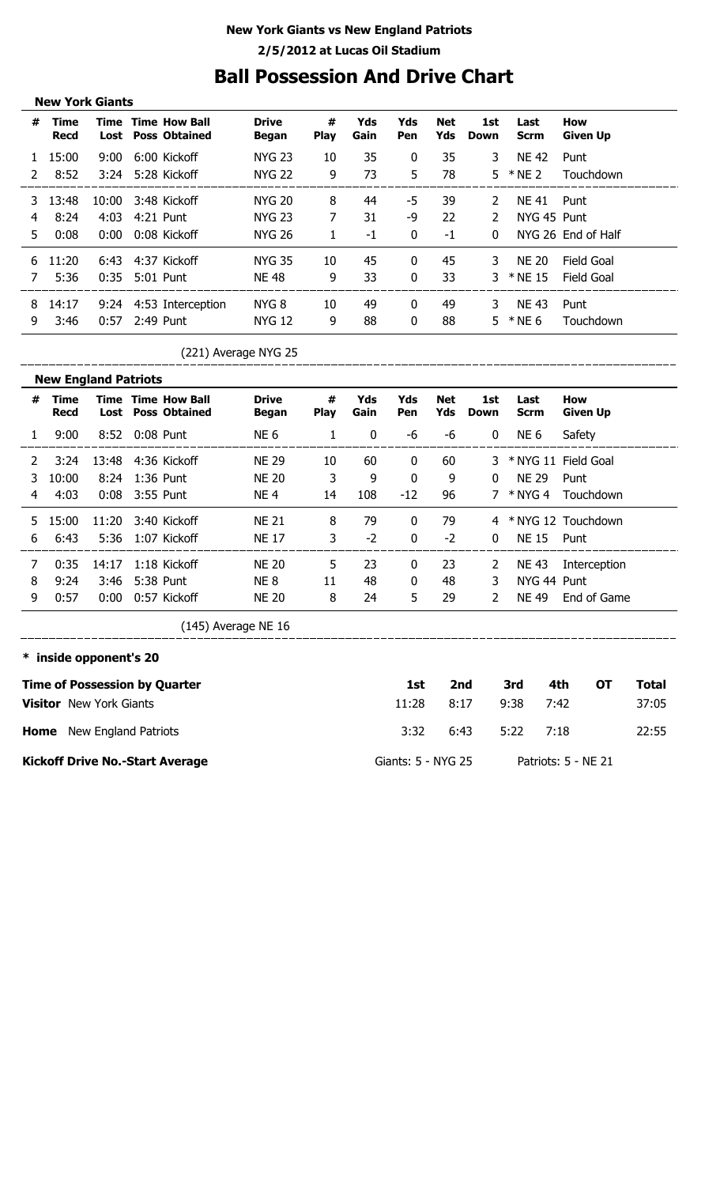**New York Giants vs New England Patriots**

**2/5/2012 at Lucas Oil Stadium**

# Ball Possession And Drive Chart

## New York Giants

| # | Time Recd | Time Lost | Time Poss | How Ball Obtained | Drive Began | # Play | Yds Gain | Yds Pen | Net Yds | 1st Down | Last Scrm | How Given Up |
|---|---|---|---|---|---|---|---|---|---|---|---|---|
| 1 | 15:00 | 9:00 | 6:00 | Kickoff | NYG 23 | 10 | 35 | 0 | 35 | 3 | NE 42 | Punt |
| 2 | 8:52 | 3:24 | 5:28 | Kickoff | NYG 22 | 9 | 73 | 5 | 78 | 5 | * NE 2 | Touchdown |
| 3 | 13:48 | 10:00 | 3:48 | Kickoff | NYG 20 | 8 | 44 | -5 | 39 | 2 | NE 41 | Punt |
| 4 | 8:24 | 4:03 | 4:21 | Punt | NYG 23 | 7 | 31 | -9 | 22 | 2 | NYG 45 | Punt |
| 5 | 0:08 | 0:00 | 0:08 | Kickoff | NYG 26 | 1 | -1 | 0 | -1 | 0 | NYG 26 | End of Half |
| 6 | 11:20 | 6:43 | 4:37 | Kickoff | NYG 35 | 10 | 45 | 0 | 45 | 3 | NE 20 | Field Goal |
| 7 | 5:36 | 0:35 | 5:01 | Punt | NE 48 | 9 | 33 | 0 | 33 | 3 | * NE 15 | Field Goal |
| 8 | 14:17 | 9:24 | 4:53 | Interception | NYG 8 | 10 | 49 | 0 | 49 | 3 | NE 43 | Punt |
| 9 | 3:46 | 0:57 | 2:49 | Punt | NYG 12 | 9 | 88 | 0 | 88 | 5 | * NE 6 | Touchdown |

(221) Average NYG 25

## New England Patriots

| # | Time Recd | Time Lost | Time Poss | How Ball Obtained | Drive Began | # Play | Yds Gain | Yds Pen | Net Yds | 1st Down | Last Scrm | How Given Up |
|---|---|---|---|---|---|---|---|---|---|---|---|---|
| 1 | 9:00 | 8:52 | 0:08 | Punt | NE 6 | 1 | 0 | -6 | -6 | 0 | NE 6 | Safety |
| 2 | 3:24 | 13:48 | 4:36 | Kickoff | NE 29 | 10 | 60 | 0 | 60 | 3 | * NYG 11 | Field Goal |
| 3 | 10:00 | 8:24 | 1:36 | Punt | NE 20 | 3 | 9 | 0 | 9 | 0 | NE 29 | Punt |
| 4 | 4:03 | 0:08 | 3:55 | Punt | NE 4 | 14 | 108 | -12 | 96 | 7 | * NYG 4 | Touchdown |
| 5 | 15:00 | 11:20 | 3:40 | Kickoff | NE 21 | 8 | 79 | 0 | 79 | 4 | * NYG 12 | Touchdown |
| 6 | 6:43 | 5:36 | 1:07 | Kickoff | NE 17 | 3 | -2 | 0 | -2 | 0 | NE 15 | Punt |
| 7 | 0:35 | 14:17 | 1:18 | Kickoff | NE 20 | 5 | 23 | 0 | 23 | 2 | NE 43 | Interception |
| 8 | 9:24 | 3:46 | 5:38 | Punt | NE 8 | 11 | 48 | 0 | 48 | 3 | NYG 44 | Punt |
| 9 | 0:57 | 0:00 | 0:57 | Kickoff | NE 20 | 8 | 24 | 5 | 29 | 2 | NE 49 | End of Game |

(145) Average NE 16

**\* inside opponent's 20**

| Time of Possession by Quarter | 1st | 2nd | 3rd | 4th | OT | Total |
|---|---|---|---|---|---|---|
| **Visitor** New York Giants | 11:28 | 8:17 | 9:38 | 7:42 | | 37:05 |
| **Home** New England Patriots | 3:32 | 6:43 | 5:22 | 7:18 | | 22:55 |

**Kickoff Drive No.-Start Average** — Giants: 5 - NYG 25 — Patriots: 5 - NE 21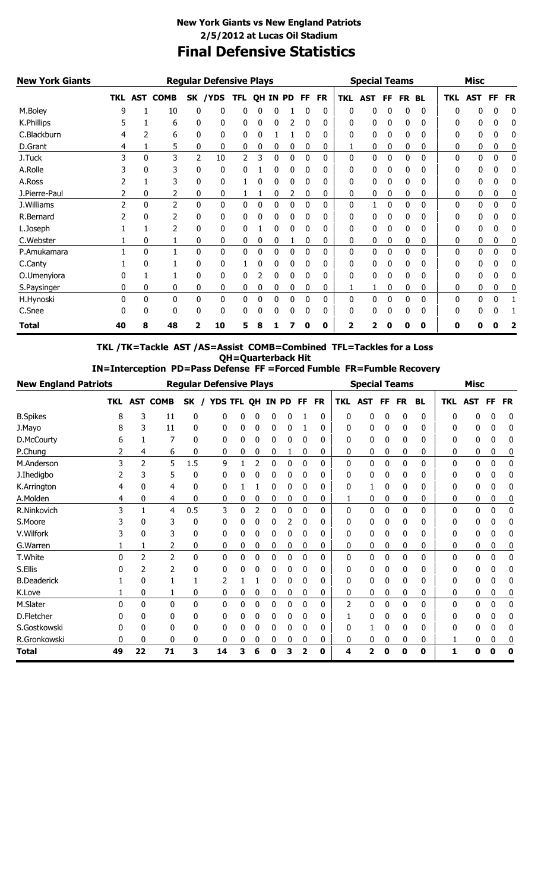## New York Giants vs New England Patriots
## 2/5/2012 at Lucas Oil Stadium
# Final Defensive Statistics

| New York Giants | Regular Defensive Plays | | | | | | | | | | | Special Teams | | | | | Misc | | | |
|---|---|---|---|---|---|---|---|---|---|---|---|---|---|---|---|---|---|---|---|---|
| | TKL | AST | COMB | SK | /YDS | TFL | QH | IN | PD | FF | FR | TKL | AST | FF | FR | BL | TKL | AST | FF | FR |
| M.Boley | 9 | 1 | 10 | 0 | 0 | 0 | 0 | 0 | 1 | 0 | 0 | 0 | 0 | 0 | 0 | 0 | 0 | 0 | 0 | 0 |
| K.Phillips | 5 | 1 | 6 | 0 | 0 | 0 | 0 | 0 | 2 | 0 | 0 | 0 | 0 | 0 | 0 | 0 | 0 | 0 | 0 | 0 |
| C.Blackburn | 4 | 2 | 6 | 0 | 0 | 0 | 0 | 1 | 1 | 0 | 0 | 0 | 0 | 0 | 0 | 0 | 0 | 0 | 0 | 0 |
| D.Grant | 4 | 1 | 5 | 0 | 0 | 0 | 0 | 0 | 0 | 0 | 0 | 1 | 0 | 0 | 0 | 0 | 0 | 0 | 0 | 0 |
| J.Tuck | 3 | 0 | 3 | 2 | 10 | 2 | 3 | 0 | 0 | 0 | 0 | 0 | 0 | 0 | 0 | 0 | 0 | 0 | 0 | 0 |
| A.Rolle | 3 | 0 | 3 | 0 | 0 | 0 | 1 | 0 | 0 | 0 | 0 | 0 | 0 | 0 | 0 | 0 | 0 | 0 | 0 | 0 |
| A.Ross | 2 | 1 | 3 | 0 | 0 | 1 | 0 | 0 | 0 | 0 | 0 | 0 | 0 | 0 | 0 | 0 | 0 | 0 | 0 | 0 |
| J.Pierre-Paul | 2 | 0 | 2 | 0 | 0 | 1 | 1 | 0 | 2 | 0 | 0 | 0 | 0 | 0 | 0 | 0 | 0 | 0 | 0 | 0 |
| J.Williams | 2 | 0 | 2 | 0 | 0 | 0 | 0 | 0 | 0 | 0 | 0 | 0 | 1 | 0 | 0 | 0 | 0 | 0 | 0 | 0 |
| R.Bernard | 2 | 0 | 2 | 0 | 0 | 0 | 0 | 0 | 0 | 0 | 0 | 0 | 0 | 0 | 0 | 0 | 0 | 0 | 0 | 0 |
| L.Joseph | 1 | 1 | 2 | 0 | 0 | 0 | 1 | 0 | 0 | 0 | 0 | 0 | 0 | 0 | 0 | 0 | 0 | 0 | 0 | 0 |
| C.Webster | 1 | 0 | 1 | 0 | 0 | 0 | 0 | 0 | 1 | 0 | 0 | 0 | 0 | 0 | 0 | 0 | 0 | 0 | 0 | 0 |
| P.Amukamara | 1 | 0 | 1 | 0 | 0 | 0 | 0 | 0 | 0 | 0 | 0 | 0 | 0 | 0 | 0 | 0 | 0 | 0 | 0 | 0 |
| C.Canty | 1 | 0 | 1 | 0 | 0 | 1 | 0 | 0 | 0 | 0 | 0 | 0 | 0 | 0 | 0 | 0 | 0 | 0 | 0 | 0 |
| O.Umenyiora | 0 | 1 | 1 | 0 | 0 | 0 | 2 | 0 | 0 | 0 | 0 | 0 | 0 | 0 | 0 | 0 | 0 | 0 | 0 | 0 |
| S.Paysinger | 0 | 0 | 0 | 0 | 0 | 0 | 0 | 0 | 0 | 0 | 0 | 1 | 1 | 0 | 0 | 0 | 0 | 0 | 0 | 0 |
| H.Hynoski | 0 | 0 | 0 | 0 | 0 | 0 | 0 | 0 | 0 | 0 | 0 | 0 | 0 | 0 | 0 | 0 | 0 | 0 | 0 | 1 |
| C.Snee | 0 | 0 | 0 | 0 | 0 | 0 | 0 | 0 | 0 | 0 | 0 | 0 | 0 | 0 | 0 | 0 | 0 | 0 | 0 | 1 |
| **Total** | **40** | **8** | **48** | **2** | **10** | **5** | **8** | **1** | **7** | **0** | **0** | **2** | **2** | **0** | **0** | **0** | **0** | **0** | **0** | **2** |

**TKL /TK=Tackle AST /AS=Assist COMB=Combined TFL=Tackles for a Loss**
**QH=Quarterback Hit**
**IN=Interception PD=Pass Defense FF =Forced Fumble FR=Fumble Recovery**

| New England Patriots | Regular Defensive Plays | | | | | | | | | | | Special Teams | | | | | Misc | | | |
|---|---|---|---|---|---|---|---|---|---|---|---|---|---|---|---|---|---|---|---|---|
| | TKL | AST | COMB | SK / | YDS | TFL | QH | IN | PD | FF | FR | TKL | AST | FF | FR | BL | TKL | AST | FF | FR |
| B.Spikes | 8 | 3 | 11 | 0 | 0 | 0 | 0 | 0 | 0 | 1 | 0 | 0 | 0 | 0 | 0 | 0 | 0 | 0 | 0 | 0 |
| J.Mayo | 8 | 3 | 11 | 0 | 0 | 0 | 0 | 0 | 0 | 1 | 0 | 0 | 0 | 0 | 0 | 0 | 0 | 0 | 0 | 0 |
| D.McCourty | 6 | 1 | 7 | 0 | 0 | 0 | 0 | 0 | 0 | 0 | 0 | 0 | 0 | 0 | 0 | 0 | 0 | 0 | 0 | 0 |
| P.Chung | 2 | 4 | 6 | 0 | 0 | 0 | 0 | 0 | 1 | 0 | 0 | 0 | 0 | 0 | 0 | 0 | 0 | 0 | 0 | 0 |
| M.Anderson | 3 | 2 | 5 | 1.5 | 9 | 1 | 2 | 0 | 0 | 0 | 0 | 0 | 0 | 0 | 0 | 0 | 0 | 0 | 0 | 0 |
| J.Ihedigbo | 2 | 3 | 5 | 0 | 0 | 0 | 0 | 0 | 0 | 0 | 0 | 0 | 0 | 0 | 0 | 0 | 0 | 0 | 0 | 0 |
| K.Arrington | 4 | 0 | 4 | 0 | 0 | 1 | 1 | 0 | 0 | 0 | 0 | 0 | 1 | 0 | 0 | 0 | 0 | 0 | 0 | 0 |
| A.Molden | 4 | 0 | 4 | 0 | 0 | 0 | 0 | 0 | 0 | 0 | 0 | 1 | 0 | 0 | 0 | 0 | 0 | 0 | 0 | 0 |
| R.Ninkovich | 3 | 1 | 4 | 0.5 | 3 | 0 | 2 | 0 | 0 | 0 | 0 | 0 | 0 | 0 | 0 | 0 | 0 | 0 | 0 | 0 |
| S.Moore | 3 | 0 | 3 | 0 | 0 | 0 | 0 | 0 | 2 | 0 | 0 | 0 | 0 | 0 | 0 | 0 | 0 | 0 | 0 | 0 |
| V.Wilfork | 3 | 0 | 3 | 0 | 0 | 0 | 0 | 0 | 0 | 0 | 0 | 0 | 0 | 0 | 0 | 0 | 0 | 0 | 0 | 0 |
| G.Warren | 1 | 1 | 2 | 0 | 0 | 0 | 0 | 0 | 0 | 0 | 0 | 0 | 0 | 0 | 0 | 0 | 0 | 0 | 0 | 0 |
| T.White | 0 | 2 | 2 | 0 | 0 | 0 | 0 | 0 | 0 | 0 | 0 | 0 | 0 | 0 | 0 | 0 | 0 | 0 | 0 | 0 |
| S.Ellis | 0 | 2 | 2 | 0 | 0 | 0 | 0 | 0 | 0 | 0 | 0 | 0 | 0 | 0 | 0 | 0 | 0 | 0 | 0 | 0 |
| B.Deaderick | 1 | 0 | 1 | 1 | 2 | 1 | 1 | 0 | 0 | 0 | 0 | 0 | 0 | 0 | 0 | 0 | 0 | 0 | 0 | 0 |
| K.Love | 1 | 0 | 1 | 0 | 0 | 0 | 0 | 0 | 0 | 0 | 0 | 0 | 0 | 0 | 0 | 0 | 0 | 0 | 0 | 0 |
| M.Slater | 0 | 0 | 0 | 0 | 0 | 0 | 0 | 0 | 0 | 0 | 0 | 2 | 0 | 0 | 0 | 0 | 0 | 0 | 0 | 0 |
| D.Fletcher | 0 | 0 | 0 | 0 | 0 | 0 | 0 | 0 | 0 | 0 | 0 | 1 | 0 | 0 | 0 | 0 | 0 | 0 | 0 | 0 |
| S.Gostkowski | 0 | 0 | 0 | 0 | 0 | 0 | 0 | 0 | 0 | 0 | 0 | 0 | 1 | 0 | 0 | 0 | 0 | 0 | 0 | 0 |
| R.Gronkowski | 0 | 0 | 0 | 0 | 0 | 0 | 0 | 0 | 0 | 0 | 0 | 0 | 0 | 0 | 0 | 0 | 1 | 0 | 0 | 0 |
| **Total** | **49** | **22** | **71** | **3** | **14** | **3** | **6** | **0** | **3** | **2** | **0** | **4** | **2** | **0** | **0** | **0** | **1** | **0** | **0** | **0** |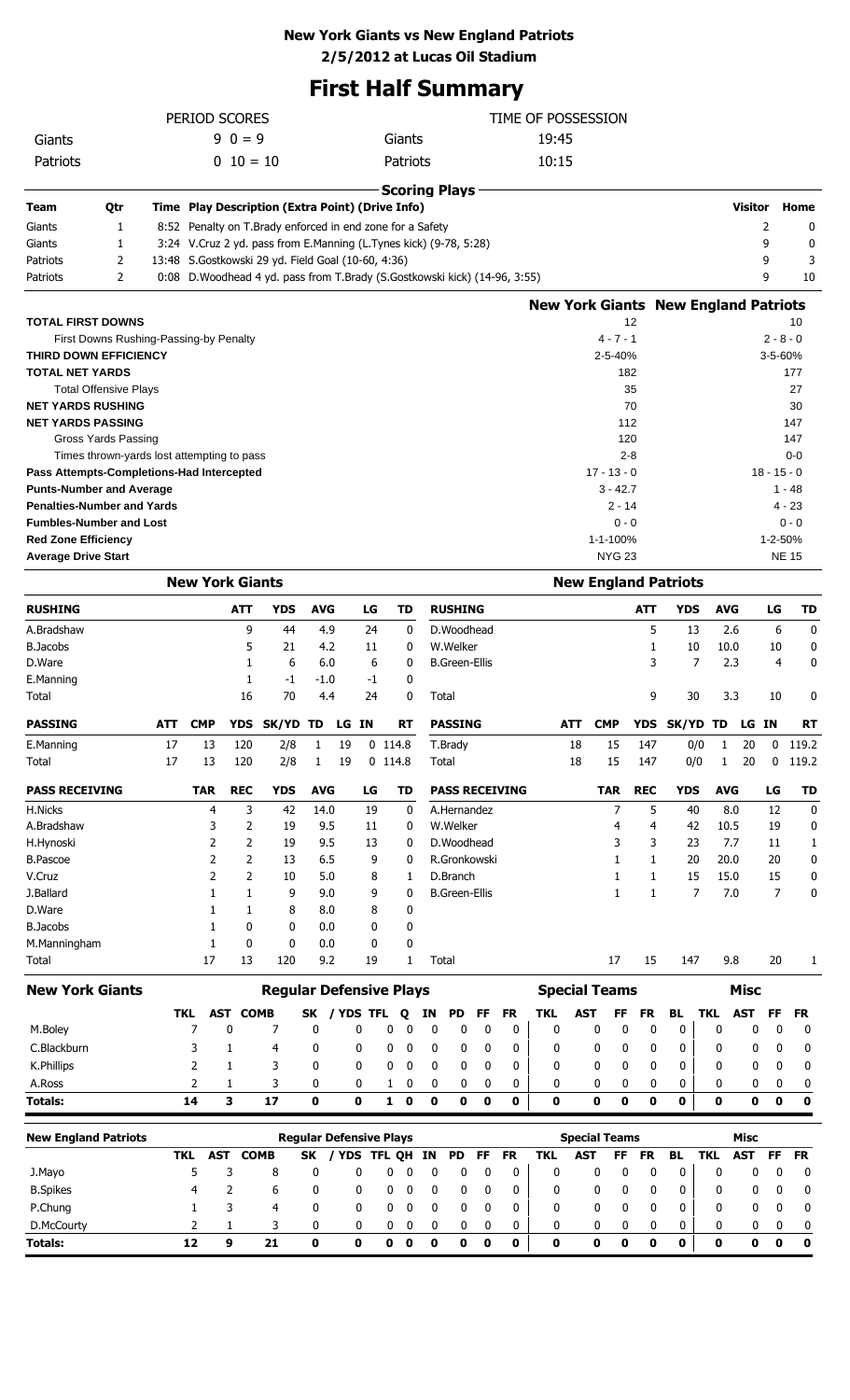**New York Giants vs New England Patriots**

**2/5/2012 at Lucas Oil Stadium**

# First Half Summary

| PERIOD SCORES | | | TIME OF POSSESSION | |
|---|---|---|---|---|
| Giants | 9 0 = 9 | | Giants | 19:45 |
| Patriots | 0 10 = 10 | | Patriots | 10:15 |

**Scoring Plays**

| Team | Qtr | Time | Play Description (Extra Point) (Drive Info) | Visitor | Home |
|---|---|---|---|---|---|
| Giants | 1 | 8:52 | Penalty on T.Brady enforced in end zone for a Safety | 2 | 0 |
| Giants | 1 | 3:24 | V.Cruz 2 yd. pass from E.Manning (L.Tynes kick) (9-78, 5:28) | 9 | 0 |
| Patriots | 2 | 13:48 | S.Gostkowski 29 yd. Field Goal (10-60, 4:36) | 9 | 3 |
| Patriots | 2 | 0:08 | D.Woodhead 4 yd. pass from T.Brady (S.Gostkowski kick) (14-96, 3:55) | 9 | 10 |

| | New York Giants | New England Patriots |
|---|---|---|
| **TOTAL FIRST DOWNS** | 12 | 10 |
| First Downs Rushing-Passing-by Penalty | 4 - 7 - 1 | 2 - 8 - 0 |
| **THIRD DOWN EFFICIENCY** | 2-5-40% | 3-5-60% |
| **TOTAL NET YARDS** | 182 | 177 |
| Total Offensive Plays | 35 | 27 |
| **NET YARDS RUSHING** | 70 | 30 |
| **NET YARDS PASSING** | 112 | 147 |
| Gross Yards Passing | 120 | 147 |
| Times thrown-yards lost attempting to pass | 2-8 | 0-0 |
| **Pass Attempts-Completions-Had Intercepted** | 17 - 13 - 0 | 18 - 15 - 0 |
| **Punts-Number and Average** | 3 - 42.7 | 1 - 48 |
| **Penalties-Number and Yards** | 2 - 14 | 4 - 23 |
| **Fumbles-Number and Lost** | 0 - 0 | 0 - 0 |
| **Red Zone Efficiency** | 1-1-100% | 1-2-50% |
| **Average Drive Start** | NYG 23 | NE 15 |

## New York Giants

| RUSHING | ATT | YDS | AVG | LG | TD |
|---|---|---|---|---|---|
| A.Bradshaw | 9 | 44 | 4.9 | 24 | 0 |
| B.Jacobs | 5 | 21 | 4.2 | 11 | 0 |
| D.Ware | 1 | 6 | 6.0 | 6 | 0 |
| E.Manning | 1 | -1 | -1.0 | -1 | 0 |
| Total | 16 | 70 | 4.4 | 24 | 0 |

| PASSING | ATT | CMP | YDS | SK/YD | TD | LG | IN | RT |
|---|---|---|---|---|---|---|---|---|
| E.Manning | 17 | 13 | 120 | 2/8 | 1 | 19 | 0 | 114.8 |
| Total | 17 | 13 | 120 | 2/8 | 1 | 19 | 0 | 114.8 |

| PASS RECEIVING | TAR | REC | YDS | AVG | LG | TD |
|---|---|---|---|---|---|---|
| H.Nicks | 4 | 3 | 42 | 14.0 | 19 | 0 |
| A.Bradshaw | 3 | 2 | 19 | 9.5 | 11 | 0 |
| H.Hynoski | 2 | 2 | 19 | 9.5 | 13 | 0 |
| B.Pascoe | 2 | 2 | 13 | 6.5 | 9 | 0 |
| V.Cruz | 2 | 2 | 10 | 5.0 | 8 | 1 |
| J.Ballard | 1 | 1 | 9 | 9.0 | 9 | 0 |
| D.Ware | 1 | 1 | 8 | 8.0 | 8 | 0 |
| B.Jacobs | 1 | 0 | 0 | 0.0 | 0 | 0 |
| M.Manningham | 1 | 0 | 0 | 0.0 | 0 | 0 |
| Total | 17 | 13 | 120 | 9.2 | 19 | 1 |

## New England Patriots

| RUSHING | ATT | YDS | AVG | LG | TD |
|---|---|---|---|---|---|
| D.Woodhead | 5 | 13 | 2.6 | 6 | 0 |
| W.Welker | 1 | 10 | 10.0 | 10 | 0 |
| B.Green-Ellis | 3 | 7 | 2.3 | 4 | 0 |
| Total | 9 | 30 | 3.3 | 10 | 0 |

| PASSING | ATT | CMP | YDS | SK/YD | TD | LG | IN | RT |
|---|---|---|---|---|---|---|---|---|
| T.Brady | 18 | 15 | 147 | 0/0 | 1 | 20 | 0 | 119.2 |
| Total | 18 | 15 | 147 | 0/0 | 1 | 20 | 0 | 119.2 |

| PASS RECEIVING | TAR | REC | YDS | AVG | LG | TD |
|---|---|---|---|---|---|---|
| A.Hernandez | 7 | 5 | 40 | 8.0 | 12 | 0 |
| W.Welker | 4 | 4 | 42 | 10.5 | 19 | 0 |
| D.Woodhead | 3 | 3 | 23 | 7.7 | 11 | 1 |
| R.Gronkowski | 1 | 1 | 20 | 20.0 | 20 | 0 |
| D.Branch | 1 | 1 | 15 | 15.0 | 15 | 0 |
| B.Green-Ellis | 1 | 1 | 7 | 7.0 | 7 | 0 |
| Total | 17 | 15 | 147 | 9.8 | 20 | 1 |

| New York Giants | Regular Defensive Plays | | | | | | | | | | | Special Teams | | | | | Misc | | | |
|---|---|---|---|---|---|---|---|---|---|---|---|---|---|---|---|---|---|---|---|---|
| | TKL | AST | COMB | SK | / YDS | TFL | Q | IN | PD | FF | FR | TKL | AST | FF | FR | BL | TKL | AST | FF | FR |
| M.Boley | 7 | 0 | 7 | 0 | 0 | 0 | 0 | 0 | 0 | 0 | 0 | 0 | 0 | 0 | 0 | 0 | 0 | 0 | 0 | 0 |
| C.Blackburn | 3 | 1 | 4 | 0 | 0 | 0 | 0 | 0 | 0 | 0 | 0 | 0 | 0 | 0 | 0 | 0 | 0 | 0 | 0 | 0 |
| K.Phillips | 2 | 1 | 3 | 0 | 0 | 0 | 0 | 0 | 0 | 0 | 0 | 0 | 0 | 0 | 0 | 0 | 0 | 0 | 0 | 0 |
| A.Ross | 2 | 1 | 3 | 0 | 0 | 1 | 0 | 0 | 0 | 0 | 0 | 0 | 0 | 0 | 0 | 0 | 0 | 0 | 0 | 0 |
| **Totals:** | **14** | **3** | **17** | **0** | **0** | **1** | **0** | **0** | **0** | **0** | **0** | **0** | **0** | **0** | **0** | **0** | **0** | **0** | **0** | **0** |

| New England Patriots | Regular Defensive Plays | | | | | | | | | | | Special Teams | | | | | Misc | | | |
|---|---|---|---|---|---|---|---|---|---|---|---|---|---|---|---|---|---|---|---|---|
| | TKL | AST | COMB | SK | / YDS | TFL | QH | IN | PD | FF | FR | TKL | AST | FF | FR | BL | TKL | AST | FF | FR |
| J.Mayo | 5 | 3 | 8 | 0 | 0 | 0 | 0 | 0 | 0 | 0 | 0 | 0 | 0 | 0 | 0 | 0 | 0 | 0 | 0 | 0 |
| B.Spikes | 4 | 2 | 6 | 0 | 0 | 0 | 0 | 0 | 0 | 0 | 0 | 0 | 0 | 0 | 0 | 0 | 0 | 0 | 0 | 0 |
| P.Chung | 1 | 3 | 4 | 0 | 0 | 0 | 0 | 0 | 0 | 0 | 0 | 0 | 0 | 0 | 0 | 0 | 0 | 0 | 0 | 0 |
| D.McCourty | 2 | 1 | 3 | 0 | 0 | 0 | 0 | 0 | 0 | 0 | 0 | 0 | 0 | 0 | 0 | 0 | 0 | 0 | 0 | 0 |
| **Totals:** | **12** | **9** | **21** | **0** | **0** | **0** | **0** | **0** | **0** | **0** | **0** | **0** | **0** | **0** | **0** | **0** | **0** | **0** | **0** | **0** |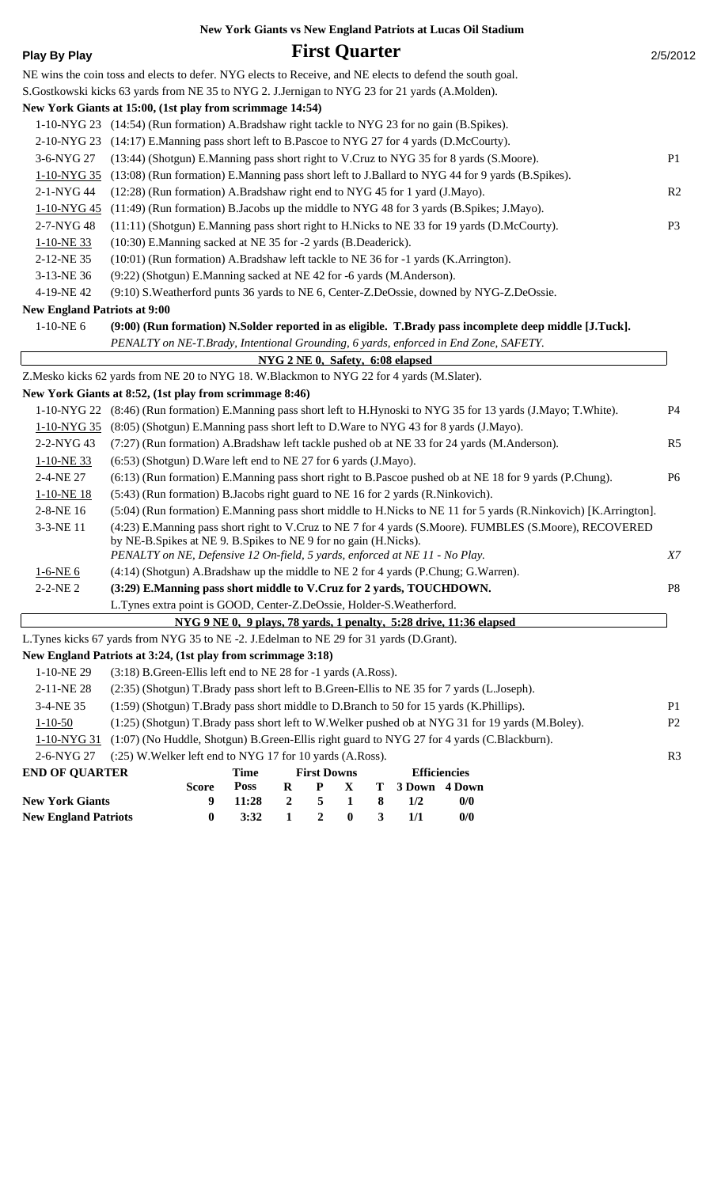**New York Giants vs New England Patriots at Lucas Oil Stadium**

**Play By Play** — **First Quarter** — 2/5/2012

NE wins the coin toss and elects to defer. NYG elects to Receive, and NE elects to defend the south goal.

S.Gostkowski kicks 63 yards from NE 35 to NYG 2. J.Jernigan to NYG 23 for 21 yards (A.Molden).

**New York Giants at 15:00, (1st play from scrimmage 14:54)**

| Down | Play | |
|---|---|---|
| 1-10-NYG 23 | (14:54) (Run formation) A.Bradshaw right tackle to NYG 23 for no gain (B.Spikes). | |
| 2-10-NYG 23 | (14:17) E.Manning pass short left to B.Pascoe to NYG 27 for 4 yards (D.McCourty). | |
| 3-6-NYG 27 | (13:44) (Shotgun) E.Manning pass short right to V.Cruz to NYG 35 for 8 yards (S.Moore). | P1 |
| 1-10-NYG 35 | (13:08) (Run formation) E.Manning pass short left to J.Ballard to NYG 44 for 9 yards (B.Spikes). | |
| 2-1-NYG 44 | (12:28) (Run formation) A.Bradshaw right end to NYG 45 for 1 yard (J.Mayo). | R2 |
| 1-10-NYG 45 | (11:49) (Run formation) B.Jacobs up the middle to NYG 48 for 3 yards (B.Spikes; J.Mayo). | |
| 2-7-NYG 48 | (11:11) (Shotgun) E.Manning pass short right to H.Nicks to NE 33 for 19 yards (D.McCourty). | P3 |
| 1-10-NE 33 | (10:30) E.Manning sacked at NE 35 for -2 yards (B.Deaderick). | |
| 2-12-NE 35 | (10:01) (Run formation) A.Bradshaw left tackle to NE 36 for -1 yards (K.Arrington). | |
| 3-13-NE 36 | (9:22) (Shotgun) E.Manning sacked at NE 42 for -6 yards (M.Anderson). | |
| 4-19-NE 42 | (9:10) S.Weatherford punts 36 yards to NE 6, Center-Z.DeOssie, downed by NYG-Z.DeOssie. | |

**New England Patriots at 9:00**

| Down | Play | |
|---|---|---|
| 1-10-NE 6 | **(9:00) (Run formation) N.Solder reported in as eligible. T.Brady pass incomplete deep middle [J.Tuck].** *PENALTY on NE-T.Brady, Intentional Grounding, 6 yards, enforced in End Zone, SAFETY.* | |

**NYG 2 NE 0, Safety, 6:08 elapsed**

Z.Mesko kicks 62 yards from NE 20 to NYG 18. W.Blackmon to NYG 22 for 4 yards (M.Slater).

**New York Giants at 8:52, (1st play from scrimmage 8:46)**

| Down | Play | |
|---|---|---|
| 1-10-NYG 22 | (8:46) (Run formation) E.Manning pass short left to H.Hynoski to NYG 35 for 13 yards (J.Mayo; T.White). | P4 |
| 1-10-NYG 35 | (8:05) (Shotgun) E.Manning pass short left to D.Ware to NYG 43 for 8 yards (J.Mayo). | |
| 2-2-NYG 43 | (7:27) (Run formation) A.Bradshaw left tackle pushed ob at NE 33 for 24 yards (M.Anderson). | R5 |
| 1-10-NE 33 | (6:53) (Shotgun) D.Ware left end to NE 27 for 6 yards (J.Mayo). | |
| 2-4-NE 27 | (6:13) (Run formation) E.Manning pass short right to B.Pascoe pushed ob at NE 18 for 9 yards (P.Chung). | P6 |
| 1-10-NE 18 | (5:43) (Run formation) B.Jacobs right guard to NE 16 for 2 yards (R.Ninkovich). | |
| 2-8-NE 16 | (5:04) (Run formation) E.Manning pass short middle to H.Nicks to NE 11 for 5 yards (R.Ninkovich) [K.Arrington]. | |
| 3-3-NE 11 | (4:23) E.Manning pass short right to V.Cruz to NE 7 for 4 yards (S.Moore). FUMBLES (S.Moore), RECOVERED by NE-B.Spikes at NE 9. B.Spikes to NE 9 for no gain (H.Nicks). *PENALTY on NE, Defensive 12 On-field, 5 yards, enforced at NE 11 - No Play.* | *X7* |
| 1-6-NE 6 | (4:14) (Shotgun) A.Bradshaw up the middle to NE 2 for 4 yards (P.Chung; G.Warren). | |
| 2-2-NE 2 | **(3:29) E.Manning pass short middle to V.Cruz for 2 yards, TOUCHDOWN.** | P8 |
| | L.Tynes extra point is GOOD, Center-Z.DeOssie, Holder-S.Weatherford. | |

**NYG 9 NE 0, 9 plays, 78 yards, 1 penalty, 5:28 drive, 11:36 elapsed**

L.Tynes kicks 67 yards from NYG 35 to NE -2. J.Edelman to NE 29 for 31 yards (D.Grant).

**New England Patriots at 3:24, (1st play from scrimmage 3:18)**

| Down | Play | |
|---|---|---|
| 1-10-NE 29 | (3:18) B.Green-Ellis left end to NE 28 for -1 yards (A.Ross). | |
| 2-11-NE 28 | (2:35) (Shotgun) T.Brady pass short left to B.Green-Ellis to NE 35 for 7 yards (L.Joseph). | |
| 3-4-NE 35 | (1:59) (Shotgun) T.Brady pass short middle to D.Branch to 50 for 15 yards (K.Phillips). | P1 |
| 1-10-50 | (1:25) (Shotgun) T.Brady pass short left to W.Welker pushed ob at NYG 31 for 19 yards (M.Boley). | P2 |
| 1-10-NYG 31 | (1:07) (No Huddle, Shotgun) B.Green-Ellis right guard to NYG 27 for 4 yards (C.Blackburn). | |
| 2-6-NYG 27 | (:25) W.Welker left end to NYG 17 for 10 yards (A.Ross). | R3 |

**END OF QUARTER**

| | Score | Time Poss | First Downs R | P | X | T | Efficiencies 3 Down | 4 Down |
|---|---|---|---|---|---|---|---|---|
| **New York Giants** | 9 | 11:28 | 2 | 5 | 1 | 8 | 1/2 | 0/0 |
| **New England Patriots** | 0 | 3:32 | 1 | 2 | 0 | 3 | 1/1 | 0/0 |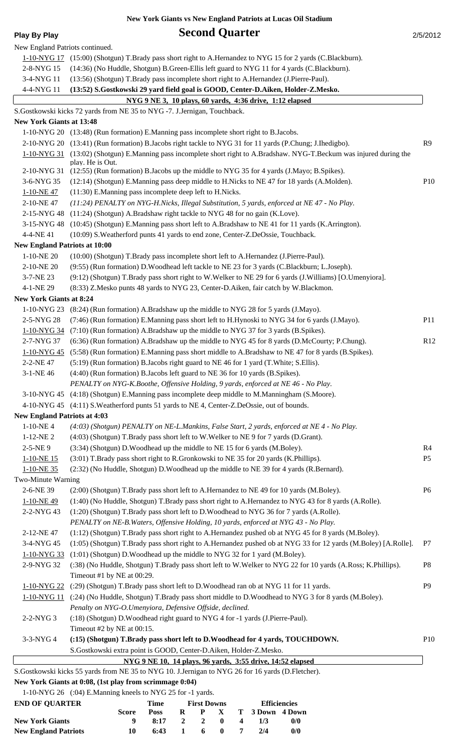**New York Giants vs New England Patriots at Lucas Oil Stadium**

# Play By Play — Second Quarter

2/5/2012

New England Patriots continued.

| Down | Play | |
|---|---|---|
| 1-10-NYG 17 | (15:00) (Shotgun) T.Brady pass short right to A.Hernandez to NYG 15 for 2 yards (C.Blackburn). | |
| 2-8-NYG 15 | (14:36) (No Huddle, Shotgun) B.Green-Ellis left guard to NYG 11 for 4 yards (C.Blackburn). | |
| 3-4-NYG 11 | (13:56) (Shotgun) T.Brady pass incomplete short right to A.Hernandez (J.Pierre-Paul). | |
| 4-4-NYG 11 | **(13:52) S.Gostkowski 29 yard field goal is GOOD, Center-D.Aiken, Holder-Z.Mesko.** | |

**NYG 9 NE 3, 10 plays, 60 yards, 4:36 drive, 1:12 elapsed**

S.Gostkowski kicks 72 yards from NE 35 to NYG -7. J.Jernigan, Touchback.

**New York Giants at 13:48**

| Down | Play | |
|---|---|---|
| 1-10-NYG 20 | (13:48) (Run formation) E.Manning pass incomplete short right to B.Jacobs. | |
| 2-10-NYG 20 | (13:41) (Run formation) B.Jacobs right tackle to NYG 31 for 11 yards (P.Chung; J.Ihedigbo). | R9 |
| 1-10-NYG 31 | (13:02) (Shotgun) E.Manning pass incomplete short right to A.Bradshaw. NYG-T.Beckum was injured during the play. He is Out. | |
| 2-10-NYG 31 | (12:55) (Run formation) B.Jacobs up the middle to NYG 35 for 4 yards (J.Mayo; B.Spikes). | |
| 3-6-NYG 35 | (12:14) (Shotgun) E.Manning pass deep middle to H.Nicks to NE 47 for 18 yards (A.Molden). | P10 |
| 1-10-NE 47 | (11:30) E.Manning pass incomplete deep left to H.Nicks. | |
| 2-10-NE 47 | *(11:24) PENALTY on NYG-H.Nicks, Illegal Substitution, 5 yards, enforced at NE 47 - No Play.* | |
| 2-15-NYG 48 | (11:24) (Shotgun) A.Bradshaw right tackle to NYG 48 for no gain (K.Love). | |
| 3-15-NYG 48 | (10:45) (Shotgun) E.Manning pass short left to A.Bradshaw to NE 41 for 11 yards (K.Arrington). | |
| 4-4-NE 41 | (10:09) S.Weatherford punts 41 yards to end zone, Center-Z.DeOssie, Touchback. | |

**New England Patriots at 10:00**

| Down | Play | |
|---|---|---|
| 1-10-NE 20 | (10:00) (Shotgun) T.Brady pass incomplete short left to A.Hernandez (J.Pierre-Paul). | |
| 2-10-NE 20 | (9:55) (Run formation) D.Woodhead left tackle to NE 23 for 3 yards (C.Blackburn; L.Joseph). | |
| 3-7-NE 23 | (9:12) (Shotgun) T.Brady pass short right to W.Welker to NE 29 for 6 yards (J.Williams) [O.Umenyiora]. | |
| 4-1-NE 29 | (8:33) Z.Mesko punts 48 yards to NYG 23, Center-D.Aiken, fair catch by W.Blackmon. | |

**New York Giants at 8:24**

| Down | Play | |
|---|---|---|
| 1-10-NYG 23 | (8:24) (Run formation) A.Bradshaw up the middle to NYG 28 for 5 yards (J.Mayo). | |
| 2-5-NYG 28 | (7:46) (Run formation) E.Manning pass short left to H.Hynoski to NYG 34 for 6 yards (J.Mayo). | P11 |
| 1-10-NYG 34 | (7:10) (Run formation) A.Bradshaw up the middle to NYG 37 for 3 yards (B.Spikes). | |
| 2-7-NYG 37 | (6:36) (Run formation) A.Bradshaw up the middle to NYG 45 for 8 yards (D.McCourty; P.Chung). | R12 |
| 1-10-NYG 45 | (5:58) (Run formation) E.Manning pass short middle to A.Bradshaw to NE 47 for 8 yards (B.Spikes). | |
| 2-2-NE 47 | (5:19) (Run formation) B.Jacobs right guard to NE 46 for 1 yard (T.White; S.Ellis). | |
| 3-1-NE 46 | (4:40) (Run formation) B.Jacobs left guard to NE 36 for 10 yards (B.Spikes). *PENALTY on NYG-K.Boothe, Offensive Holding, 9 yards, enforced at NE 46 - No Play.* | |
| 3-10-NYG 45 | (4:18) (Shotgun) E.Manning pass incomplete deep middle to M.Manningham (S.Moore). | |
| 4-10-NYG 45 | (4:11) S.Weatherford punts 51 yards to NE 4, Center-Z.DeOssie, out of bounds. | |

**New England Patriots at 4:03**

| Down | Play | |
|---|---|---|
| 1-10-NE 4 | *(4:03) (Shotgun) PENALTY on NE-L.Mankins, False Start, 2 yards, enforced at NE 4 - No Play.* | |
| 1-12-NE 2 | (4:03) (Shotgun) T.Brady pass short left to W.Welker to NE 9 for 7 yards (D.Grant). | |
| 2-5-NE 9 | (3:34) (Shotgun) D.Woodhead up the middle to NE 15 for 6 yards (M.Boley). | R4 |
| 1-10-NE 15 | (3:01) T.Brady pass short right to R.Gronkowski to NE 35 for 20 yards (K.Phillips). | P5 |
| 1-10-NE 35 | (2:32) (No Huddle, Shotgun) D.Woodhead up the middle to NE 39 for 4 yards (R.Bernard). | |
| Two-Minute Warning | | |
| 2-6-NE 39 | (2:00) (Shotgun) T.Brady pass short left to A.Hernandez to NE 49 for 10 yards (M.Boley). | P6 |
| 1-10-NE 49 | (1:40) (No Huddle, Shotgun) T.Brady pass short right to A.Hernandez to NYG 43 for 8 yards (A.Rolle). | |
| 2-2-NYG 43 | (1:20) (Shotgun) T.Brady pass short left to D.Woodhead to NYG 36 for 7 yards (A.Rolle). *PENALTY on NE-B.Waters, Offensive Holding, 10 yards, enforced at NYG 43 - No Play.* | |
| 2-12-NE 47 | (1:12) (Shotgun) T.Brady pass short right to A.Hernandez pushed ob at NYG 45 for 8 yards (M.Boley). | |
| 3-4-NYG 45 | (1:05) (Shotgun) T.Brady pass short right to A.Hernandez pushed ob at NYG 33 for 12 yards (M.Boley) [A.Rolle]. | P7 |
| 1-10-NYG 33 | (1:01) (Shotgun) D.Woodhead up the middle to NYG 32 for 1 yard (M.Boley). | |
| 2-9-NYG 32 | (:38) (No Huddle, Shotgun) T.Brady pass short left to W.Welker to NYG 22 for 10 yards (A.Ross; K.Phillips). Timeout #1 by NE at 00:29. | P8 |
| 1-10-NYG 22 | (:29) (Shotgun) T.Brady pass short left to D.Woodhead ran ob at NYG 11 for 11 yards. | P9 |
| 1-10-NYG 11 | (:24) (No Huddle, Shotgun) T.Brady pass short middle to D.Woodhead to NYG 3 for 8 yards (M.Boley). *Penalty on NYG-O.Umenyiora, Defensive Offside, declined.* | |
| 2-2-NYG 3 | (:18) (Shotgun) D.Woodhead right guard to NYG 4 for -1 yards (J.Pierre-Paul). Timeout #2 by NE at 00:15. | |
| 3-3-NYG 4 | **(:15) (Shotgun) T.Brady pass short left to D.Woodhead for 4 yards, TOUCHDOWN.** S.Gostkowski extra point is GOOD, Center-D.Aiken, Holder-Z.Mesko. | P10 |

**NYG 9 NE 10, 14 plays, 96 yards, 3:55 drive, 14:52 elapsed**

S.Gostkowski kicks 55 yards from NE 35 to NYG 10. J.Jernigan to NYG 26 for 16 yards (D.Fletcher).

**New York Giants at 0:08, (1st play from scrimmage 0:04)**

1-10-NYG 26 (:04) E.Manning kneels to NYG 25 for -1 yards.

| END OF QUARTER | Score | Time Poss | First Downs R | First Downs P | First Downs X | First Downs T | Efficiencies 3 Down | Efficiencies 4 Down |
|---|---|---|---|---|---|---|---|---|
| **New York Giants** | 9 | 8:17 | 2 | 2 | 0 | 4 | 1/3 | 0/0 |
| **New England Patriots** | 10 | 6:43 | 1 | 6 | 0 | 7 | 2/4 | 0/0 |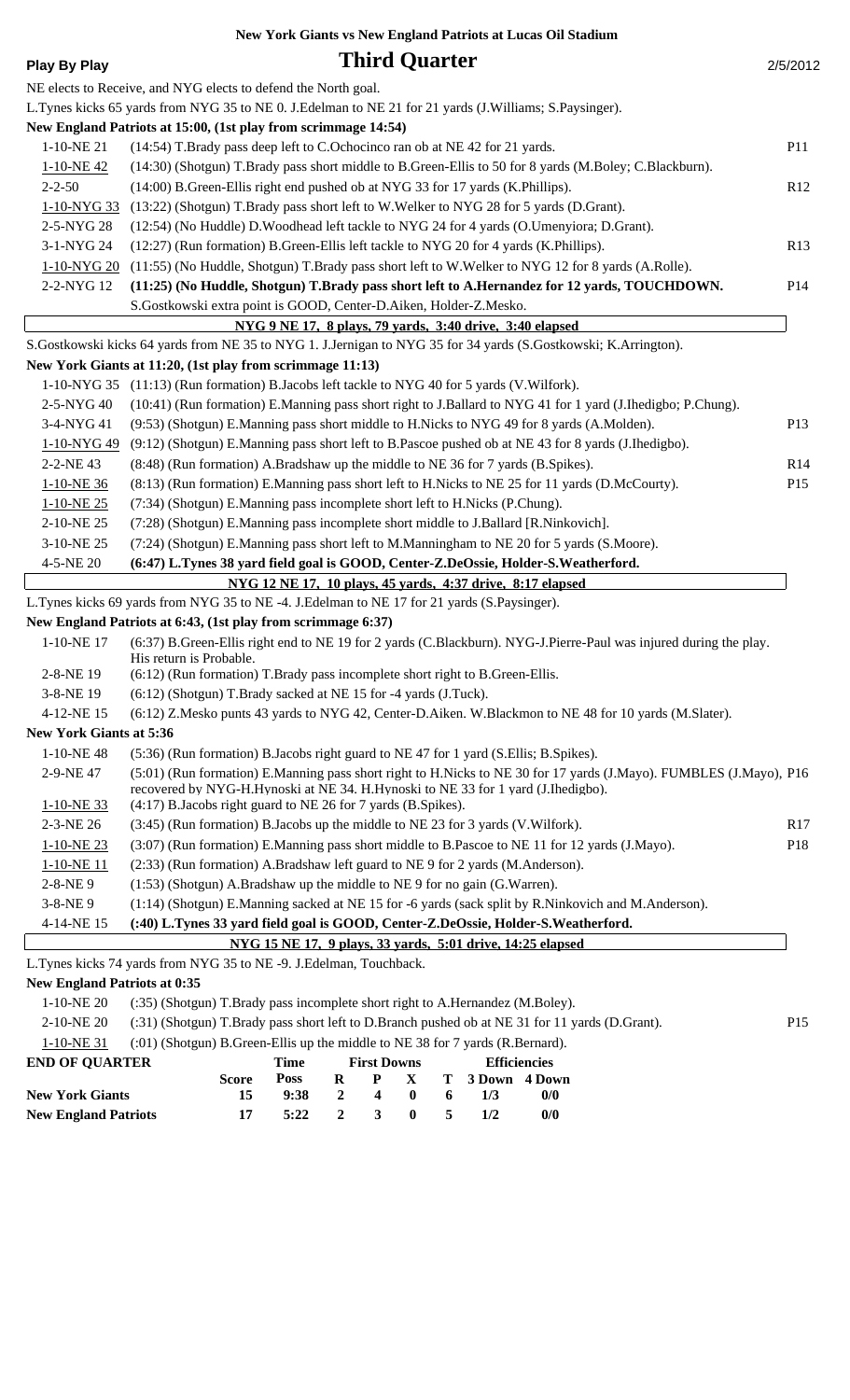**New York Giants vs New England Patriots at Lucas Oil Stadium**

**Play By Play** — **Third Quarter** — 2/5/2012

NE elects to Receive, and NYG elects to defend the North goal.

L.Tynes kicks 65 yards from NYG 35 to NE 0. J.Edelman to NE 21 for 21 yards (J.Williams; S.Paysinger).

**New England Patriots at 15:00, (1st play from scrimmage 14:54)**

| Down | Play | |
|---|---|---|
| 1-10-NE 21 | (14:54) T.Brady pass deep left to C.Ochocinco ran ob at NE 42 for 21 yards. | P11 |
| 1-10-NE 42 | (14:30) (Shotgun) T.Brady pass short middle to B.Green-Ellis to 50 for 8 yards (M.Boley; C.Blackburn). | |
| 2-2-50 | (14:00) B.Green-Ellis right end pushed ob at NYG 33 for 17 yards (K.Phillips). | R12 |
| 1-10-NYG 33 | (13:22) (Shotgun) T.Brady pass short left to W.Welker to NYG 28 for 5 yards (D.Grant). | |
| 2-5-NYG 28 | (12:54) (No Huddle) D.Woodhead left tackle to NYG 24 for 4 yards (O.Umenyiora; D.Grant). | |
| 3-1-NYG 24 | (12:27) (Run formation) B.Green-Ellis left tackle to NYG 20 for 4 yards (K.Phillips). | R13 |
| 1-10-NYG 20 | (11:55) (No Huddle, Shotgun) T.Brady pass short left to W.Welker to NYG 12 for 8 yards (A.Rolle). | |
| 2-2-NYG 12 | **(11:25) (No Huddle, Shotgun) T.Brady pass short left to A.Hernandez for 12 yards, TOUCHDOWN.** | P14 |
| | S.Gostkowski extra point is GOOD, Center-D.Aiken, Holder-Z.Mesko. | |

**NYG 9 NE 17, 8 plays, 79 yards, 3:40 drive, 3:40 elapsed**

S.Gostkowski kicks 64 yards from NE 35 to NYG 1. J.Jernigan to NYG 35 for 34 yards (S.Gostkowski; K.Arrington).

**New York Giants at 11:20, (1st play from scrimmage 11:13)**

| Down | Play | |
|---|---|---|
| 1-10-NYG 35 | (11:13) (Run formation) B.Jacobs left tackle to NYG 40 for 5 yards (V.Wilfork). | |
| 2-5-NYG 40 | (10:41) (Run formation) E.Manning pass short right to J.Ballard to NYG 41 for 1 yard (J.Ihedigbo; P.Chung). | |
| 3-4-NYG 41 | (9:53) (Shotgun) E.Manning pass short middle to H.Nicks to NYG 49 for 8 yards (A.Molden). | P13 |
| 1-10-NYG 49 | (9:12) (Shotgun) E.Manning pass short left to B.Pascoe pushed ob at NE 43 for 8 yards (J.Ihedigbo). | |
| 2-2-NE 43 | (8:48) (Run formation) A.Bradshaw up the middle to NE 36 for 7 yards (B.Spikes). | R14 |
| 1-10-NE 36 | (8:13) (Run formation) E.Manning pass short left to H.Nicks to NE 25 for 11 yards (D.McCourty). | P15 |
| 1-10-NE 25 | (7:34) (Shotgun) E.Manning pass incomplete short left to H.Nicks (P.Chung). | |
| 2-10-NE 25 | (7:28) (Shotgun) E.Manning pass incomplete short middle to J.Ballard [R.Ninkovich]. | |
| 3-10-NE 25 | (7:24) (Shotgun) E.Manning pass short left to M.Manningham to NE 20 for 5 yards (S.Moore). | |
| 4-5-NE 20 | **(6:47) L.Tynes 38 yard field goal is GOOD, Center-Z.DeOssie, Holder-S.Weatherford.** | |

**NYG 12 NE 17, 10 plays, 45 yards, 4:37 drive, 8:17 elapsed**

L.Tynes kicks 69 yards from NYG 35 to NE -4. J.Edelman to NE 17 for 21 yards (S.Paysinger).

**New England Patriots at 6:43, (1st play from scrimmage 6:37)**

| Down | Play | |
|---|---|---|
| 1-10-NE 17 | (6:37) B.Green-Ellis right end to NE 19 for 2 yards (C.Blackburn). NYG-J.Pierre-Paul was injured during the play. His return is Probable. | |
| 2-8-NE 19 | (6:12) (Run formation) T.Brady pass incomplete short right to B.Green-Ellis. | |
| 3-8-NE 19 | (6:12) (Shotgun) T.Brady sacked at NE 15 for -4 yards (J.Tuck). | |
| 4-12-NE 15 | (6:12) Z.Mesko punts 43 yards to NYG 42, Center-D.Aiken. W.Blackmon to NE 48 for 10 yards (M.Slater). | |

**New York Giants at 5:36**

| Down | Play | |
|---|---|---|
| 1-10-NE 48 | (5:36) (Run formation) B.Jacobs right guard to NE 47 for 1 yard (S.Ellis; B.Spikes). | |
| 2-9-NE 47 | (5:01) (Run formation) E.Manning pass short right to H.Nicks to NE 30 for 17 yards (J.Mayo). FUMBLES (J.Mayo), recovered by NYG-H.Hynoski at NE 34. H.Hynoski to NE 33 for 1 yard (J.Ihedigbo). | P16 |
| 1-10-NE 33 | (4:17) B.Jacobs right guard to NE 26 for 7 yards (B.Spikes). | |
| 2-3-NE 26 | (3:45) (Run formation) B.Jacobs up the middle to NE 23 for 3 yards (V.Wilfork). | R17 |
| 1-10-NE 23 | (3:07) (Run formation) E.Manning pass short middle to B.Pascoe to NE 11 for 12 yards (J.Mayo). | P18 |
| 1-10-NE 11 | (2:33) (Run formation) A.Bradshaw left guard to NE 9 for 2 yards (M.Anderson). | |
| 2-8-NE 9 | (1:53) (Shotgun) A.Bradshaw up the middle to NE 9 for no gain (G.Warren). | |
| 3-8-NE 9 | (1:14) (Shotgun) E.Manning sacked at NE 15 for -6 yards (sack split by R.Ninkovich and M.Anderson). | |
| 4-14-NE 15 | **(:40) L.Tynes 33 yard field goal is GOOD, Center-Z.DeOssie, Holder-S.Weatherford.** | |

**NYG 15 NE 17, 9 plays, 33 yards, 5:01 drive, 14:25 elapsed**

L.Tynes kicks 74 yards from NYG 35 to NE -9. J.Edelman, Touchback.

**New England Patriots at 0:35**

| Down | Play | |
|---|---|---|
| 1-10-NE 20 | (:35) (Shotgun) T.Brady pass incomplete short right to A.Hernandez (M.Boley). | |
| 2-10-NE 20 | (:31) (Shotgun) T.Brady pass short left to D.Branch pushed ob at NE 31 for 11 yards (D.Grant). | P15 |
| 1-10-NE 31 | (:01) (Shotgun) B.Green-Ellis up the middle to NE 38 for 7 yards (R.Bernard). | |

| END OF QUARTER | Score | Time Poss | First Downs R | P | X | T | Efficiencies 3 Down | 4 Down |
|---|---|---|---|---|---|---|---|---|
| New York Giants | 15 | 9:38 | 2 | 4 | 0 | 6 | 1/3 | 0/0 |
| New England Patriots | 17 | 5:22 | 2 | 3 | 0 | 5 | 1/2 | 0/0 |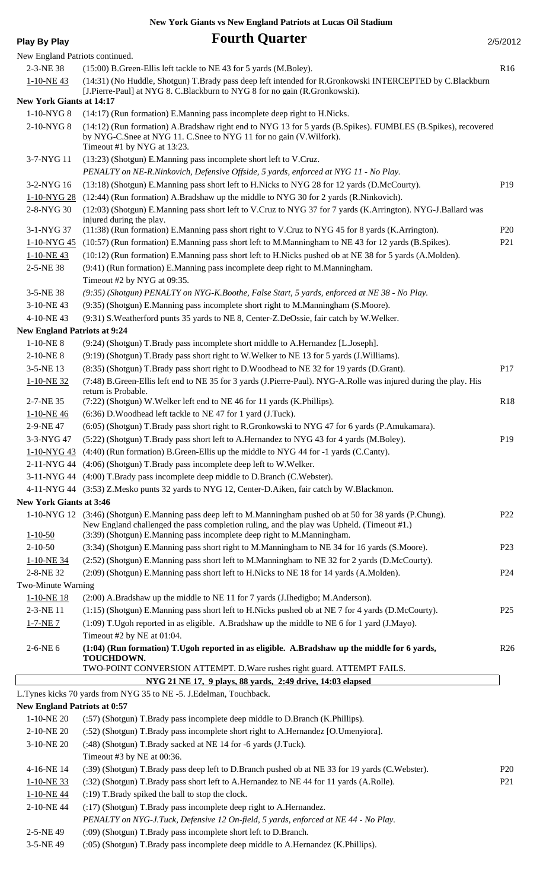**New York Giants vs New England Patriots at Lucas Oil Stadium**

# Fourth Quarter

**Play By Play** 2/5/2012

New England Patriots continued.

| Down | Play | |
|---|---|---|
| 2-3-NE 38 | (15:00) B.Green-Ellis left tackle to NE 43 for 5 yards (M.Boley). | R16 |
| 1-10-NE 43 | (14:31) (No Huddle, Shotgun) T.Brady pass deep left intended for R.Gronkowski INTERCEPTED by C.Blackburn [J.Pierre-Paul] at NYG 8. C.Blackburn to NYG 8 for no gain (R.Gronkowski). | |
| **New York Giants at 14:17** | | |
| 1-10-NYG 8 | (14:17) (Run formation) E.Manning pass incomplete deep right to H.Nicks. | |
| 2-10-NYG 8 | (14:12) (Run formation) A.Bradshaw right end to NYG 13 for 5 yards (B.Spikes). FUMBLES (B.Spikes), recovered by NYG-C.Snee at NYG 11. C.Snee to NYG 11 for no gain (V.Wilfork). Timeout #1 by NYG at 13:23. | |
| 3-7-NYG 11 | (13:23) (Shotgun) E.Manning pass incomplete short left to V.Cruz. *PENALTY on NE-R.Ninkovich, Defensive Offside, 5 yards, enforced at NYG 11 - No Play.* | |
| 3-2-NYG 16 | (13:18) (Shotgun) E.Manning pass short left to H.Nicks to NYG 28 for 12 yards (D.McCourty). | P19 |
| 1-10-NYG 28 | (12:44) (Run formation) A.Bradshaw up the middle to NYG 30 for 2 yards (R.Ninkovich). | |
| 2-8-NYG 30 | (12:03) (Shotgun) E.Manning pass short left to V.Cruz to NYG 37 for 7 yards (K.Arrington). NYG-J.Ballard was injured during the play. | |
| 3-1-NYG 37 | (11:38) (Run formation) E.Manning pass short right to V.Cruz to NYG 45 for 8 yards (K.Arrington). | P20 |
| 1-10-NYG 45 | (10:57) (Run formation) E.Manning pass short left to M.Manningham to NE 43 for 12 yards (B.Spikes). | P21 |
| 1-10-NE 43 | (10:12) (Run formation) E.Manning pass short left to H.Nicks pushed ob at NE 38 for 5 yards (A.Molden). | |
| 2-5-NE 38 | (9:41) (Run formation) E.Manning pass incomplete deep right to M.Manningham. Timeout #2 by NYG at 09:35. | |
| 3-5-NE 38 | *(9:35) (Shotgun) PENALTY on NYG-K.Boothe, False Start, 5 yards, enforced at NE 38 - No Play.* | |
| 3-10-NE 43 | (9:35) (Shotgun) E.Manning pass incomplete short right to M.Manningham (S.Moore). | |
| 4-10-NE 43 | (9:31) S.Weatherford punts 35 yards to NE 8, Center-Z.DeOssie, fair catch by W.Welker. | |
| **New England Patriots at 9:24** | | |
| 1-10-NE 8 | (9:24) (Shotgun) T.Brady pass incomplete short middle to A.Hernandez [L.Joseph]. | |
| 2-10-NE 8 | (9:19) (Shotgun) T.Brady pass short right to W.Welker to NE 13 for 5 yards (J.Williams). | |
| 3-5-NE 13 | (8:35) (Shotgun) T.Brady pass short right to D.Woodhead to NE 32 for 19 yards (D.Grant). | P17 |
| 1-10-NE 32 | (7:48) B.Green-Ellis left end to NE 35 for 3 yards (J.Pierre-Paul). NYG-A.Rolle was injured during the play. His return is Probable. | |
| 2-7-NE 35 | (7:22) (Shotgun) W.Welker left end to NE 46 for 11 yards (K.Phillips). | R18 |
| 1-10-NE 46 | (6:36) D.Woodhead left tackle to NE 47 for 1 yard (J.Tuck). | |
| 2-9-NE 47 | (6:05) (Shotgun) T.Brady pass short right to R.Gronkowski to NYG 47 for 6 yards (P.Amukamara). | |
| 3-3-NYG 47 | (5:22) (Shotgun) T.Brady pass short left to A.Hernandez to NYG 43 for 4 yards (M.Boley). | P19 |
| 1-10-NYG 43 | (4:40) (Run formation) B.Green-Ellis up the middle to NYG 44 for -1 yards (C.Canty). | |
| 2-11-NYG 44 | (4:06) (Shotgun) T.Brady pass incomplete deep left to W.Welker. | |
| 3-11-NYG 44 | (4:00) T.Brady pass incomplete deep middle to D.Branch (C.Webster). | |
| 4-11-NYG 44 | (3:53) Z.Mesko punts 32 yards to NYG 12, Center-D.Aiken, fair catch by W.Blackmon. | |
| **New York Giants at 3:46** | | |
| 1-10-NYG 12 | (3:46) (Shotgun) E.Manning pass deep left to M.Manningham pushed ob at 50 for 38 yards (P.Chung). New England challenged the pass completion ruling, and the play was Upheld. (Timeout #1.) | P22 |
| 1-10-50 | (3:39) (Shotgun) E.Manning pass incomplete deep right to M.Manningham. | |
| 2-10-50 | (3:34) (Shotgun) E.Manning pass short right to M.Manningham to NE 34 for 16 yards (S.Moore). | P23 |
| 1-10-NE 34 | (2:52) (Shotgun) E.Manning pass short left to M.Manningham to NE 32 for 2 yards (D.McCourty). | |
| 2-8-NE 32 | (2:09) (Shotgun) E.Manning pass short left to H.Nicks to NE 18 for 14 yards (A.Molden). | P24 |
| Two-Minute Warning | | |
| 1-10-NE 18 | (2:00) A.Bradshaw up the middle to NE 11 for 7 yards (J.Ihedigbo; M.Anderson). | |
| 2-3-NE 11 | (1:15) (Shotgun) E.Manning pass short left to H.Nicks pushed ob at NE 7 for 4 yards (D.McCourty). | P25 |
| 1-7-NE 7 | (1:09) T.Ugoh reported in as eligible. A.Bradshaw up the middle to NE 6 for 1 yard (J.Mayo). Timeout #2 by NE at 01:04. | |
| 2-6-NE 6 | **(1:04) (Run formation) T.Ugoh reported in as eligible. A.Bradshaw up the middle for 6 yards, TOUCHDOWN.** TWO-POINT CONVERSION ATTEMPT. D.Ware rushes right guard. ATTEMPT FAILS. | R26 |

**NYG 21 NE 17, 9 plays, 88 yards, 2:49 drive, 14:03 elapsed**

L.Tynes kicks 70 yards from NYG 35 to NE -5. J.Edelman, Touchback.

| Down | Play | |
|---|---|---|
| **New England Patriots at 0:57** | | |
| 1-10-NE 20 | (:57) (Shotgun) T.Brady pass incomplete deep middle to D.Branch (K.Phillips). | |
| 2-10-NE 20 | (:52) (Shotgun) T.Brady pass incomplete short right to A.Hernandez [O.Umenyiora]. | |
| 3-10-NE 20 | (:48) (Shotgun) T.Brady sacked at NE 14 for -6 yards (J.Tuck). Timeout #3 by NE at 00:36. | |
| 4-16-NE 14 | (:39) (Shotgun) T.Brady pass deep left to D.Branch pushed ob at NE 33 for 19 yards (C.Webster). | P20 |
| 1-10-NE 33 | (:32) (Shotgun) T.Brady pass short left to A.Hernandez to NE 44 for 11 yards (A.Rolle). | P21 |
| 1-10-NE 44 | (:19) T.Brady spiked the ball to stop the clock. | |
| 2-10-NE 44 | (:17) (Shotgun) T.Brady pass incomplete deep right to A.Hernandez. *PENALTY on NYG-J.Tuck, Defensive 12 On-field, 5 yards, enforced at NE 44 - No Play.* | |
| 2-5-NE 49 | (:09) (Shotgun) T.Brady pass incomplete short left to D.Branch. | |
| 3-5-NE 49 | (:05) (Shotgun) T.Brady pass incomplete deep middle to A.Hernandez (K.Phillips). | |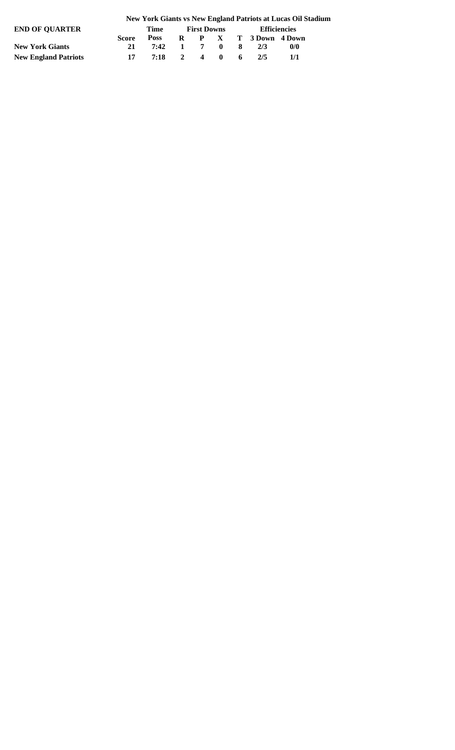**New York Giants vs New England Patriots at Lucas Oil Stadium**

| END OF QUARTER | | Time | First Downs | | | | Efficiencies | |
|---|---|---|---|---|---|---|---|---|
| | Score | Poss | R | P | X | T | 3 Down | 4 Down |
| **New York Giants** | 21 | 7:42 | 1 | 7 | 0 | 8 | 2/3 | 0/0 |
| **New England Patriots** | 17 | 7:18 | 2 | 4 | 0 | 6 | 2/5 | 1/1 |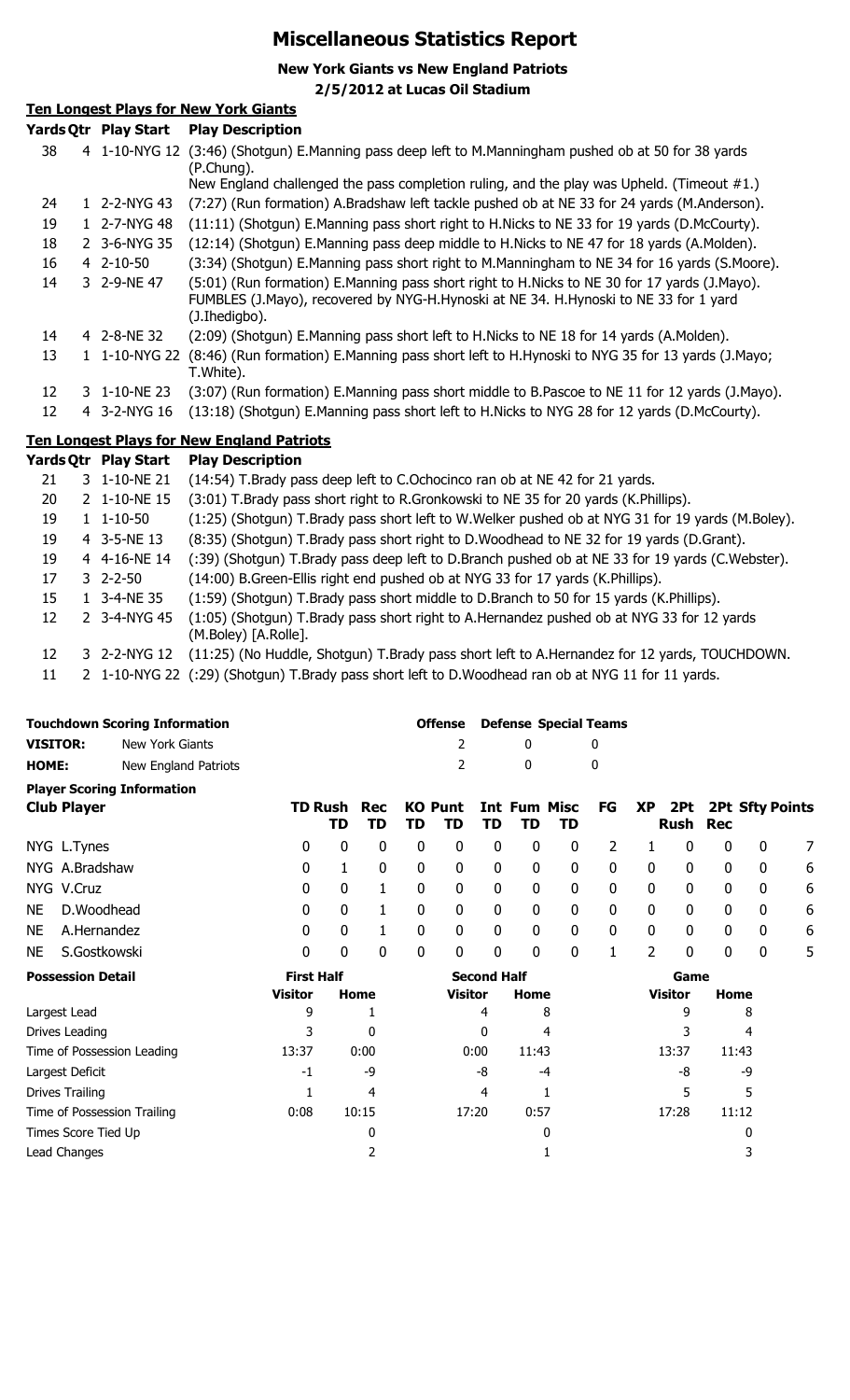# Miscellaneous Statistics Report

**New York Giants vs New England Patriots**

**2/5/2012 at Lucas Oil Stadium**

## Ten Longest Plays for New York Giants

| Yards | Qtr | Play Start | Play Description |
|---|---|---|---|
| 38 | 4 | 1-10-NYG 12 | (3:46) (Shotgun) E.Manning pass deep left to M.Manningham pushed ob at 50 for 38 yards (P.Chung). New England challenged the pass completion ruling, and the play was Upheld. (Timeout #1.) |
| 24 | 1 | 2-2-NYG 43 | (7:27) (Run formation) A.Bradshaw left tackle pushed ob at NE 33 for 24 yards (M.Anderson). |
| 19 | 1 | 2-7-NYG 48 | (11:11) (Shotgun) E.Manning pass short right to H.Nicks to NE 33 for 19 yards (D.McCourty). |
| 18 | 2 | 3-6-NYG 35 | (12:14) (Shotgun) E.Manning pass deep middle to H.Nicks to NE 47 for 18 yards (A.Molden). |
| 16 | 4 | 2-10-50 | (3:34) (Shotgun) E.Manning pass short right to M.Manningham to NE 34 for 16 yards (S.Moore). |
| 14 | 3 | 2-9-NE 47 | (5:01) (Run formation) E.Manning pass short right to H.Nicks to NE 30 for 17 yards (J.Mayo). FUMBLES (J.Mayo), recovered by NYG-H.Hynoski at NE 34. H.Hynoski to NE 33 for 1 yard (J.Ihedigbo). |
| 14 | 4 | 2-8-NE 32 | (2:09) (Shotgun) E.Manning pass short left to H.Nicks to NE 18 for 14 yards (A.Molden). |
| 13 | 1 | 1-10-NYG 22 | (8:46) (Run formation) E.Manning pass short left to H.Hynoski to NYG 35 for 13 yards (J.Mayo; T.White). |
| 12 | 3 | 1-10-NE 23 | (3:07) (Run formation) E.Manning pass short middle to B.Pascoe to NE 11 for 12 yards (J.Mayo). |
| 12 | 4 | 3-2-NYG 16 | (13:18) (Shotgun) E.Manning pass short left to H.Nicks to NYG 28 for 12 yards (D.McCourty). |

## Ten Longest Plays for New England Patriots

| Yards | Qtr | Play Start | Play Description |
|---|---|---|---|
| 21 | 3 | 1-10-NE 21 | (14:54) T.Brady pass deep left to C.Ochocinco ran ob at NE 42 for 21 yards. |
| 20 | 2 | 1-10-NE 15 | (3:01) T.Brady pass short right to R.Gronkowski to NE 35 for 20 yards (K.Phillips). |
| 19 | 1 | 1-10-50 | (1:25) (Shotgun) T.Brady pass short left to W.Welker pushed ob at NYG 31 for 19 yards (M.Boley). |
| 19 | 4 | 3-5-NE 13 | (8:35) (Shotgun) T.Brady pass short right to D.Woodhead to NE 32 for 19 yards (D.Grant). |
| 19 | 4 | 4-16-NE 14 | (:39) (Shotgun) T.Brady pass deep left to D.Branch pushed ob at NE 33 for 19 yards (C.Webster). |
| 17 | 3 | 2-2-50 | (14:00) B.Green-Ellis right end pushed ob at NYG 33 for 17 yards (K.Phillips). |
| 15 | 1 | 3-4-NE 35 | (1:59) (Shotgun) T.Brady pass short middle to D.Branch to 50 for 15 yards (K.Phillips). |
| 12 | 2 | 3-4-NYG 45 | (1:05) (Shotgun) T.Brady pass short right to A.Hernandez pushed ob at NYG 33 for 12 yards (M.Boley) [A.Rolle]. |
| 12 | 3 | 2-2-NYG 12 | (11:25) (No Huddle, Shotgun) T.Brady pass short left to A.Hernandez for 12 yards, TOUCHDOWN. |
| 11 | 2 | 1-10-NYG 22 | (:29) (Shotgun) T.Brady pass short left to D.Woodhead ran ob at NYG 11 for 11 yards. |

## Touchdown Scoring Information

| | | Offense | Defense | Special Teams |
|---|---|---|---|---|
| VISITOR: | New York Giants | 2 | 0 | 0 |
| HOME: | New England Patriots | 2 | 0 | 0 |

## Player Scoring Information

| Club | Player | TD | Rush TD | Rec TD | KO TD | Punt TD | Int TD | Fum TD | Misc TD | FG | XP | 2Pt Rush | 2Pt Rec | Sfty | Points |
|---|---|---|---|---|---|---|---|---|---|---|---|---|---|---|---|
| NYG | L.Tynes | 0 | 0 | 0 | 0 | 0 | 0 | 0 | 0 | 2 | 1 | 0 | 0 | 0 | 7 |
| NYG | A.Bradshaw | 0 | 1 | 0 | 0 | 0 | 0 | 0 | 0 | 0 | 0 | 0 | 0 | 0 | 6 |
| NYG | V.Cruz | 0 | 0 | 1 | 0 | 0 | 0 | 0 | 0 | 0 | 0 | 0 | 0 | 0 | 6 |
| NE | D.Woodhead | 0 | 0 | 1 | 0 | 0 | 0 | 0 | 0 | 0 | 0 | 0 | 0 | 0 | 6 |
| NE | A.Hernandez | 0 | 0 | 1 | 0 | 0 | 0 | 0 | 0 | 0 | 0 | 0 | 0 | 0 | 6 |
| NE | S.Gostkowski | 0 | 0 | 0 | 0 | 0 | 0 | 0 | 0 | 1 | 2 | 0 | 0 | 0 | 5 |

## Possession Detail

| | First Half | | Second Half | | Game | |
|---|---|---|---|---|---|---|
| | Visitor | Home | Visitor | Home | Visitor | Home |
| Largest Lead | 9 | 1 | 4 | 8 | 9 | 8 |
| Drives Leading | 3 | 0 | 0 | 4 | 3 | 4 |
| Time of Possession Leading | 13:37 | 0:00 | 0:00 | 11:43 | 13:37 | 11:43 |
| Largest Deficit | -1 | -9 | -8 | -4 | -8 | -9 |
| Drives Trailing | 1 | 4 | 4 | 1 | 5 | 5 |
| Time of Possession Trailing | 0:08 | 10:15 | 17:20 | 0:57 | 17:28 | 11:12 |
| Times Score Tied Up | | 0 | | 0 | | 0 |
| Lead Changes | | 2 | | 1 | | 3 |